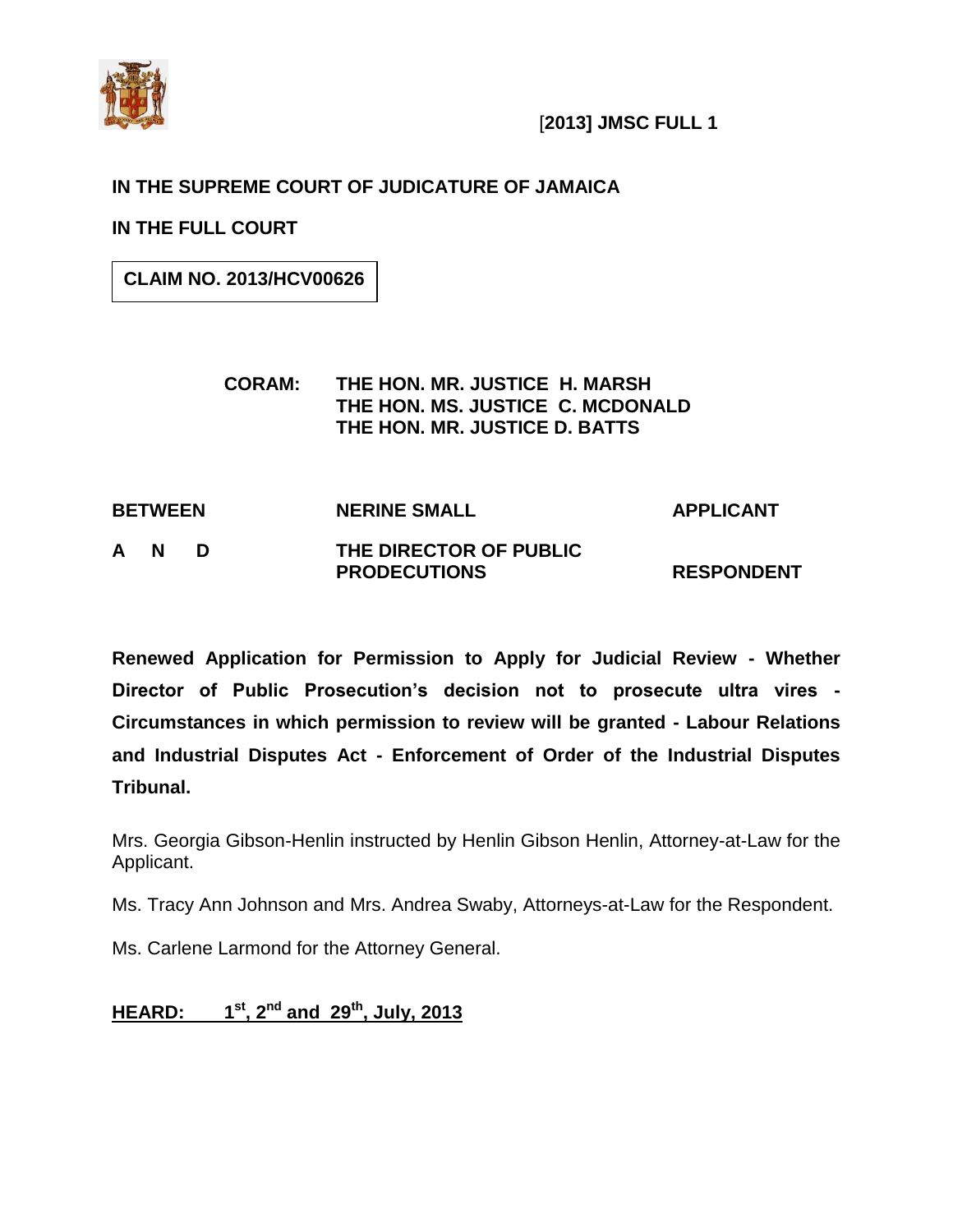[**2013] JMSC FULL 1**

**IN THE SUPREME COURT OF JUDICATURE OF JAMAICA**

**IN THE FULL COURT**

**CLAIM NO. 2013/HCV00626**

**CORAM: THE HON. MR. JUSTICE H. MARSH**
**THE HON. MS. JUSTICE C. MCDONALD**
**THE HON. MR. JUSTICE D. BATTS**

| | | |
|---|---|---|
| **BETWEEN** | **NERINE SMALL** | **APPLICANT** |
| **A N D** | **THE DIRECTOR OF PUBLIC PRODECUTIONS** | **RESPONDENT** |

**Renewed Application for Permission to Apply for Judicial Review - Whether Director of Public Prosecution's decision not to prosecute ultra vires - Circumstances in which permission to review will be granted - Labour Relations and Industrial Disputes Act - Enforcement of Order of the Industrial Disputes Tribunal.**

Mrs. Georgia Gibson-Henlin instructed by Henlin Gibson Henlin, Attorney-at-Law for the Applicant.

Ms. Tracy Ann Johnson and Mrs. Andrea Swaby, Attorneys-at-Law for the Respondent.

Ms. Carlene Larmond for the Attorney General.

**HEARD: 1st, 2nd and 29th, July, 2013**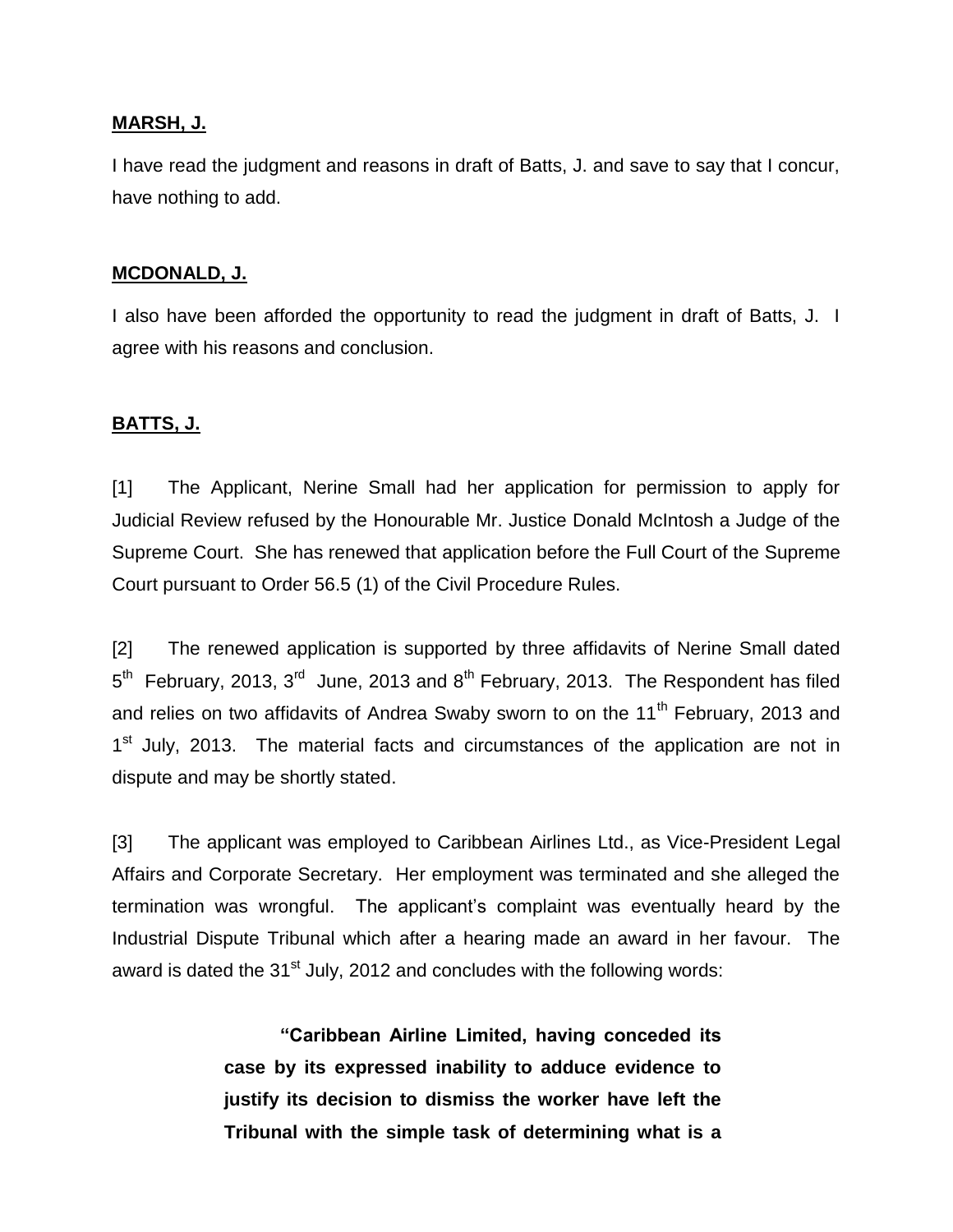**MARSH, J.**

I have read the judgment and reasons in draft of Batts, J. and save to say that I concur, have nothing to add.

**MCDONALD, J.**

I also have been afforded the opportunity to read the judgment in draft of Batts, J. I agree with his reasons and conclusion.

**BATTS, J.**

[1] The Applicant, Nerine Small had her application for permission to apply for Judicial Review refused by the Honourable Mr. Justice Donald McIntosh a Judge of the Supreme Court. She has renewed that application before the Full Court of the Supreme Court pursuant to Order 56.5 (1) of the Civil Procedure Rules.

[2] The renewed application is supported by three affidavits of Nerine Small dated 5th February, 2013, 3rd June, 2013 and 8th February, 2013. The Respondent has filed and relies on two affidavits of Andrea Swaby sworn to on the 11th February, 2013 and 1st July, 2013. The material facts and circumstances of the application are not in dispute and may be shortly stated.

[3] The applicant was employed to Caribbean Airlines Ltd., as Vice-President Legal Affairs and Corporate Secretary. Her employment was terminated and she alleged the termination was wrongful. The applicant's complaint was eventually heard by the Industrial Dispute Tribunal which after a hearing made an award in her favour. The award is dated the 31st July, 2012 and concludes with the following words:

> **"Caribbean Airline Limited, having conceded its case by its expressed inability to adduce evidence to justify its decision to dismiss the worker have left the Tribunal with the simple task of determining what is a**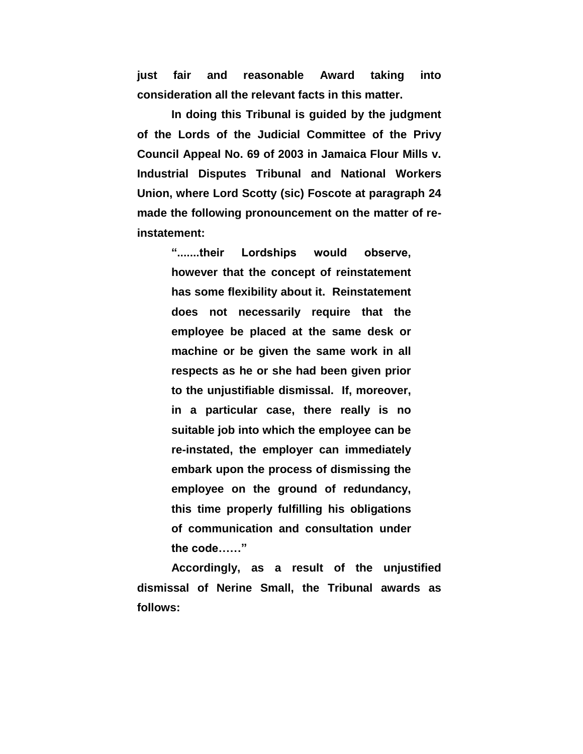**just fair and reasonable Award taking into consideration all the relevant facts in this matter.**

**In doing this Tribunal is guided by the judgment of the Lords of the Judicial Committee of the Privy Council Appeal No. 69 of 2003 in Jamaica Flour Mills v. Industrial Disputes Tribunal and National Workers Union, where Lord Scotty (sic) Foscote at paragraph 24 made the following pronouncement on the matter of re-instatement:**

> **".......their Lordships would observe, however that the concept of reinstatement has some flexibility about it. Reinstatement does not necessarily require that the employee be placed at the same desk or machine or be given the same work in all respects as he or she had been given prior to the unjustifiable dismissal. If, moreover, in a particular case, there really is no suitable job into which the employee can be re-instated, the employer can immediately embark upon the process of dismissing the employee on the ground of redundancy, this time properly fulfilling his obligations of communication and consultation under the code……"**

**Accordingly, as a result of the unjustified dismissal of Nerine Small, the Tribunal awards as follows:**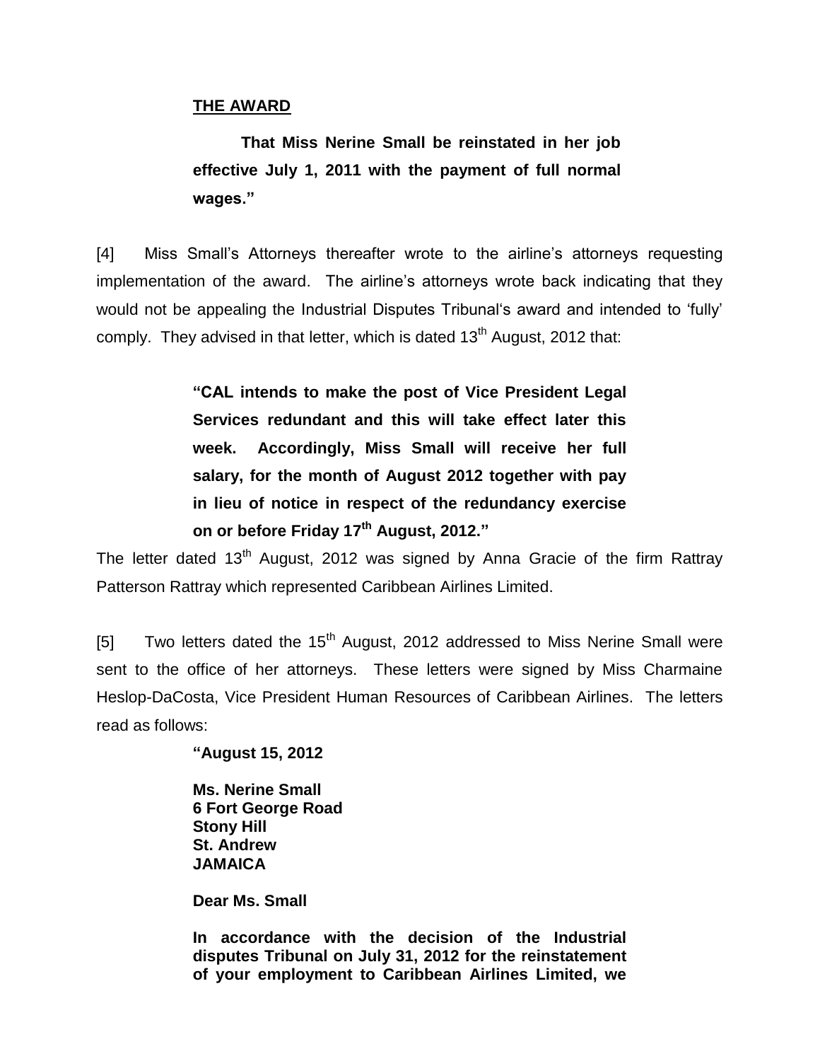**THE AWARD**

**That Miss Nerine Small be reinstated in her job effective July 1, 2011 with the payment of full normal wages."**

[4] Miss Small's Attorneys thereafter wrote to the airline's attorneys requesting implementation of the award. The airline's attorneys wrote back indicating that they would not be appealing the Industrial Disputes Tribunal's award and intended to 'fully' comply. They advised in that letter, which is dated 13th August, 2012 that:

> **"CAL intends to make the post of Vice President Legal Services redundant and this will take effect later this week. Accordingly, Miss Small will receive her full salary, for the month of August 2012 together with pay in lieu of notice in respect of the redundancy exercise on or before Friday 17th August, 2012."**

The letter dated 13th August, 2012 was signed by Anna Gracie of the firm Rattray Patterson Rattray which represented Caribbean Airlines Limited.

[5] Two letters dated the 15th August, 2012 addressed to Miss Nerine Small were sent to the office of her attorneys. These letters were signed by Miss Charmaine Heslop-DaCosta, Vice President Human Resources of Caribbean Airlines. The letters read as follows:

> **"August 15, 2012**
>
> **Ms. Nerine Small**
> **6 Fort George Road**
> **Stony Hill**
> **St. Andrew**
> **JAMAICA**
>
> **Dear Ms. Small**
>
> **In accordance with the decision of the Industrial disputes Tribunal on July 31, 2012 for the reinstatement of your employment to Caribbean Airlines Limited, we**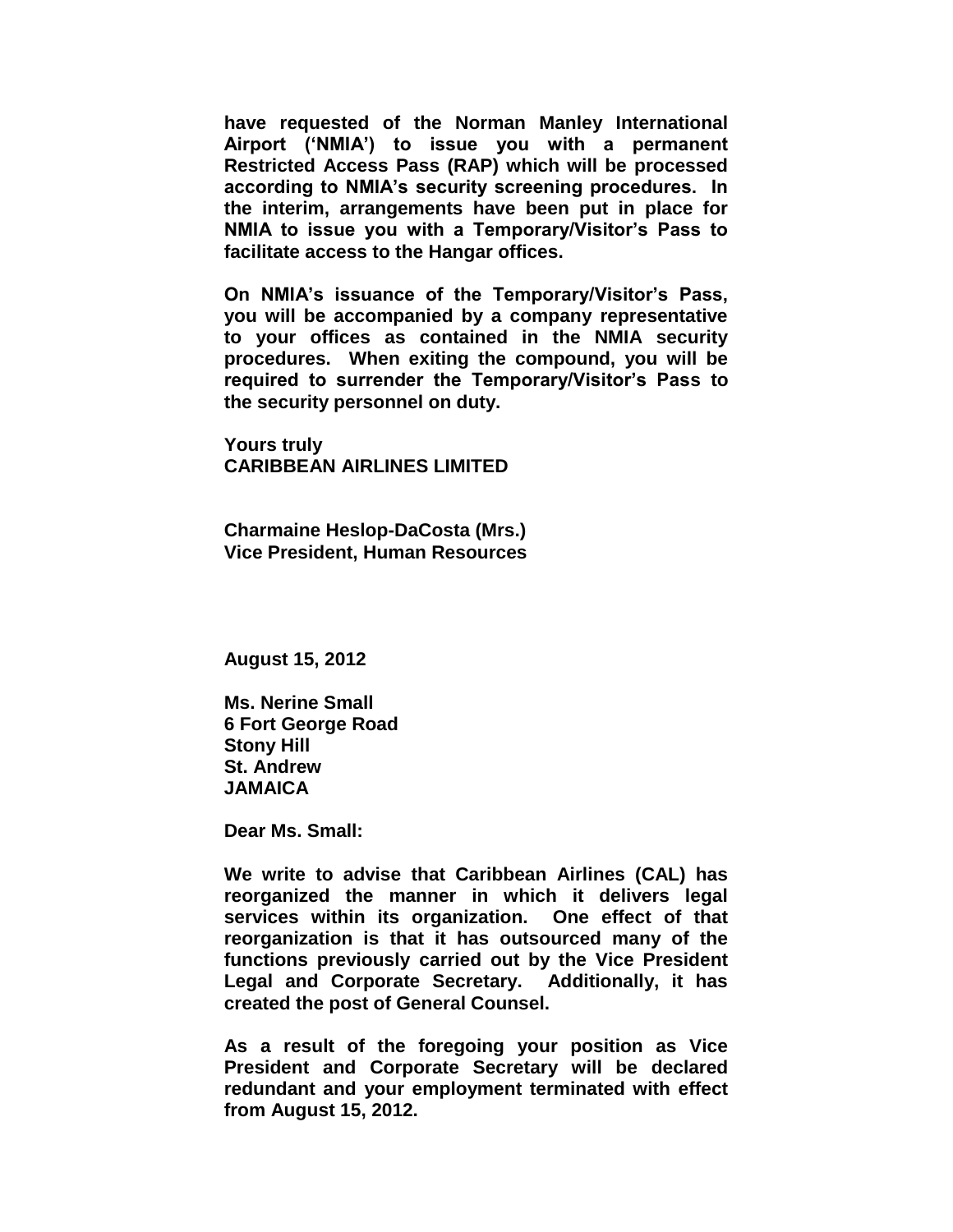**have requested of the Norman Manley International Airport ('NMIA') to issue you with a permanent Restricted Access Pass (RAP) which will be processed according to NMIA's security screening procedures. In the interim, arrangements have been put in place for NMIA to issue you with a Temporary/Visitor's Pass to facilitate access to the Hangar offices.**

**On NMIA's issuance of the Temporary/Visitor's Pass, you will be accompanied by a company representative to your offices as contained in the NMIA security procedures. When exiting the compound, you will be required to surrender the Temporary/Visitor's Pass to the security personnel on duty.**

**Yours truly**
**CARIBBEAN AIRLINES LIMITED**

**Charmaine Heslop-DaCosta (Mrs.)**
**Vice President, Human Resources**

**August 15, 2012**

**Ms. Nerine Small**
**6 Fort George Road**
**Stony Hill**
**St. Andrew**
**JAMAICA**

**Dear Ms. Small:**

**We write to advise that Caribbean Airlines (CAL) has reorganized the manner in which it delivers legal services within its organization. One effect of that reorganization is that it has outsourced many of the functions previously carried out by the Vice President Legal and Corporate Secretary. Additionally, it has created the post of General Counsel.**

**As a result of the foregoing your position as Vice President and Corporate Secretary will be declared redundant and your employment terminated with effect from August 15, 2012.**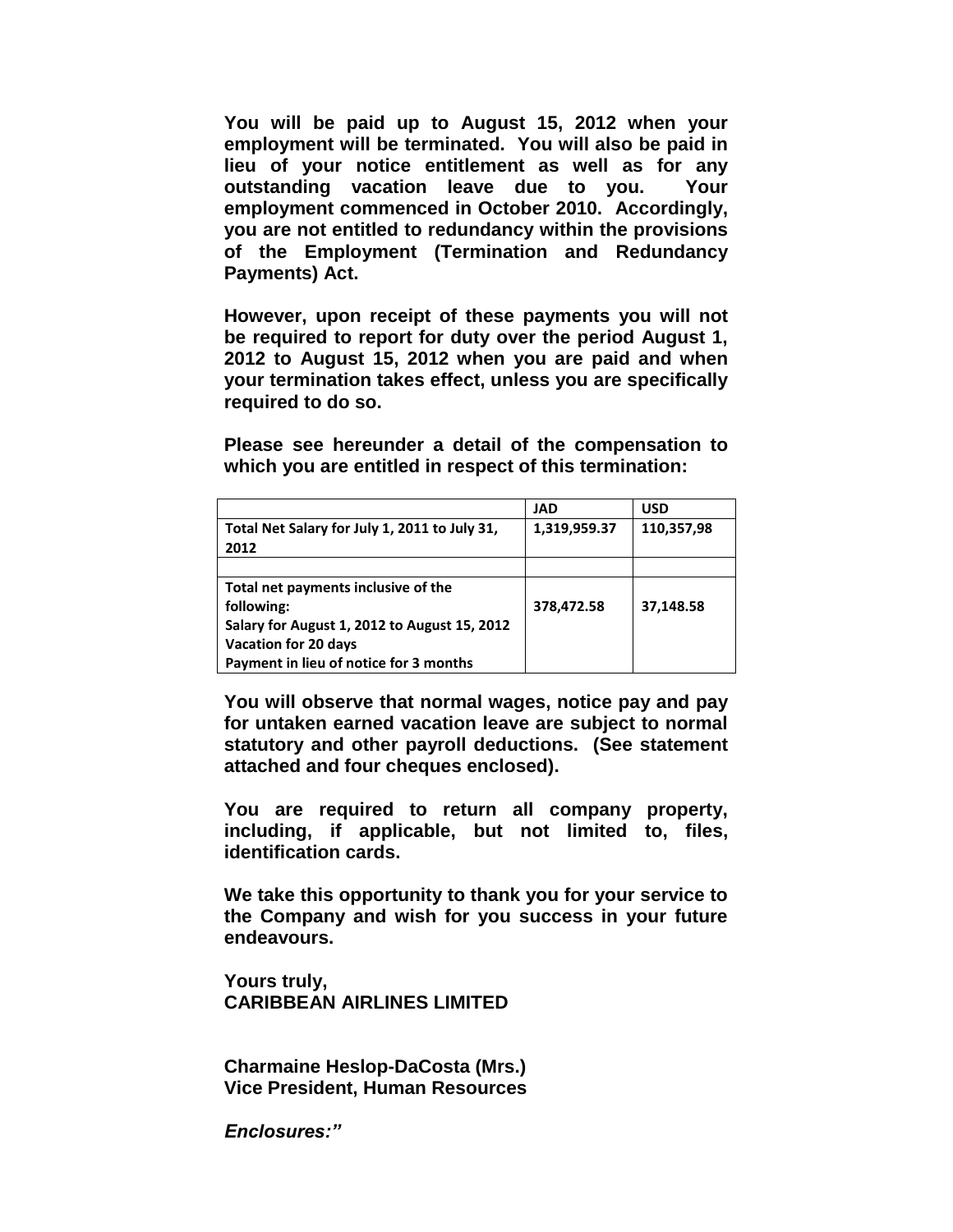**You will be paid up to August 15, 2012 when your employment will be terminated. You will also be paid in lieu of your notice entitlement as well as for any outstanding vacation leave due to you. Your employment commenced in October 2010. Accordingly, you are not entitled to redundancy within the provisions of the Employment (Termination and Redundancy Payments) Act.**

**However, upon receipt of these payments you will not be required to report for duty over the period August 1, 2012 to August 15, 2012 when you are paid and when your termination takes effect, unless you are specifically required to do so.**

**Please see hereunder a detail of the compensation to which you are entitled in respect of this termination:**

| | **JAD** | **USD** |
|---|---|---|
| **Total Net Salary for July 1, 2011 to July 31, 2012** | **1,319,959.37** | **110,357,98** |
| | | |
| **Total net payments inclusive of the following:<br>Salary for August 1, 2012 to August 15, 2012<br>Vacation for 20 days<br>Payment in lieu of notice for 3 months** | **378,472.58** | **37,148.58** |

**You will observe that normal wages, notice pay and pay for untaken earned vacation leave are subject to normal statutory and other payroll deductions. (See statement attached and four cheques enclosed).**

**You are required to return all company property, including, if applicable, but not limited to, files, identification cards.**

**We take this opportunity to thank you for your service to the Company and wish for you success in your future endeavours.**

**Yours truly,**
**CARIBBEAN AIRLINES LIMITED**

**Charmaine Heslop-DaCosta (Mrs.)**
**Vice President, Human Resources**

***Enclosures:"***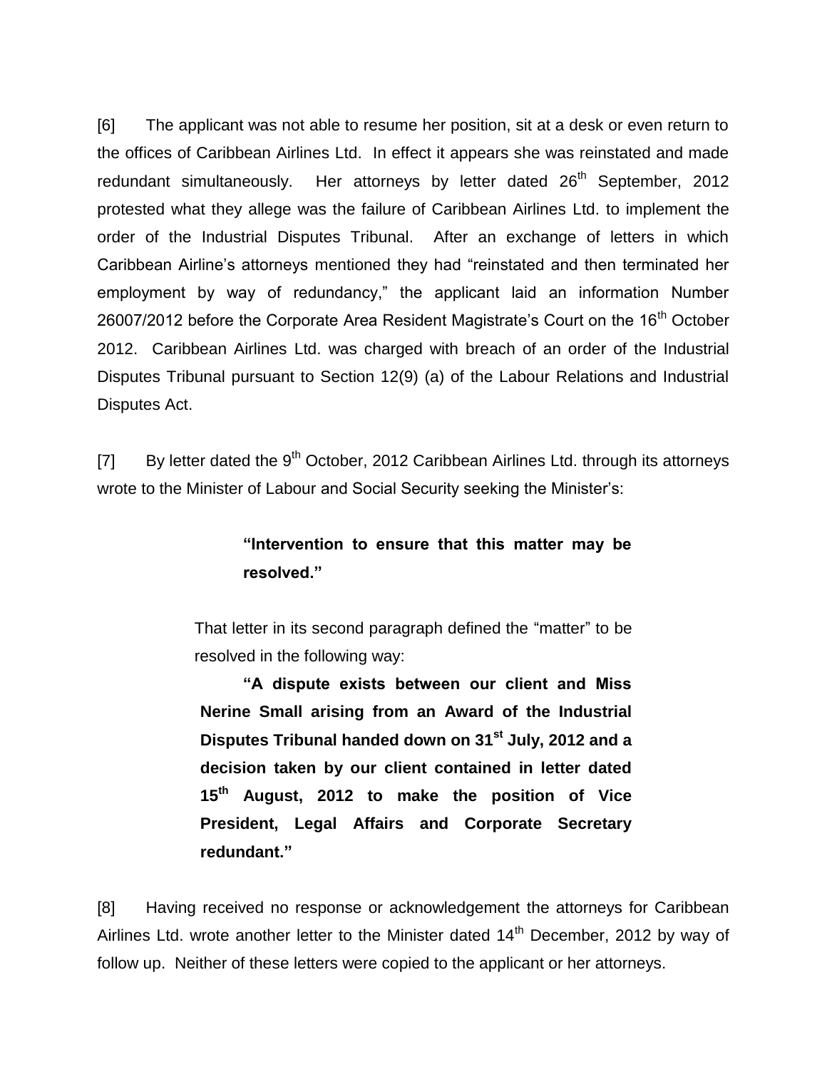[6] The applicant was not able to resume her position, sit at a desk or even return to the offices of Caribbean Airlines Ltd. In effect it appears she was reinstated and made redundant simultaneously. Her attorneys by letter dated 26th September, 2012 protested what they allege was the failure of Caribbean Airlines Ltd. to implement the order of the Industrial Disputes Tribunal. After an exchange of letters in which Caribbean Airline's attorneys mentioned they had "reinstated and then terminated her employment by way of redundancy," the applicant laid an information Number 26007/2012 before the Corporate Area Resident Magistrate's Court on the 16th October 2012. Caribbean Airlines Ltd. was charged with breach of an order of the Industrial Disputes Tribunal pursuant to Section 12(9) (a) of the Labour Relations and Industrial Disputes Act.

[7] By letter dated the 9th October, 2012 Caribbean Airlines Ltd. through its attorneys wrote to the Minister of Labour and Social Security seeking the Minister's:

> **"Intervention to ensure that this matter may be resolved."**

That letter in its second paragraph defined the "matter" to be resolved in the following way:

> **"A dispute exists between our client and Miss Nerine Small arising from an Award of the Industrial Disputes Tribunal handed down on 31st July, 2012 and a decision taken by our client contained in letter dated 15th August, 2012 to make the position of Vice President, Legal Affairs and Corporate Secretary redundant."**

[8] Having received no response or acknowledgement the attorneys for Caribbean Airlines Ltd. wrote another letter to the Minister dated 14th December, 2012 by way of follow up. Neither of these letters were copied to the applicant or her attorneys.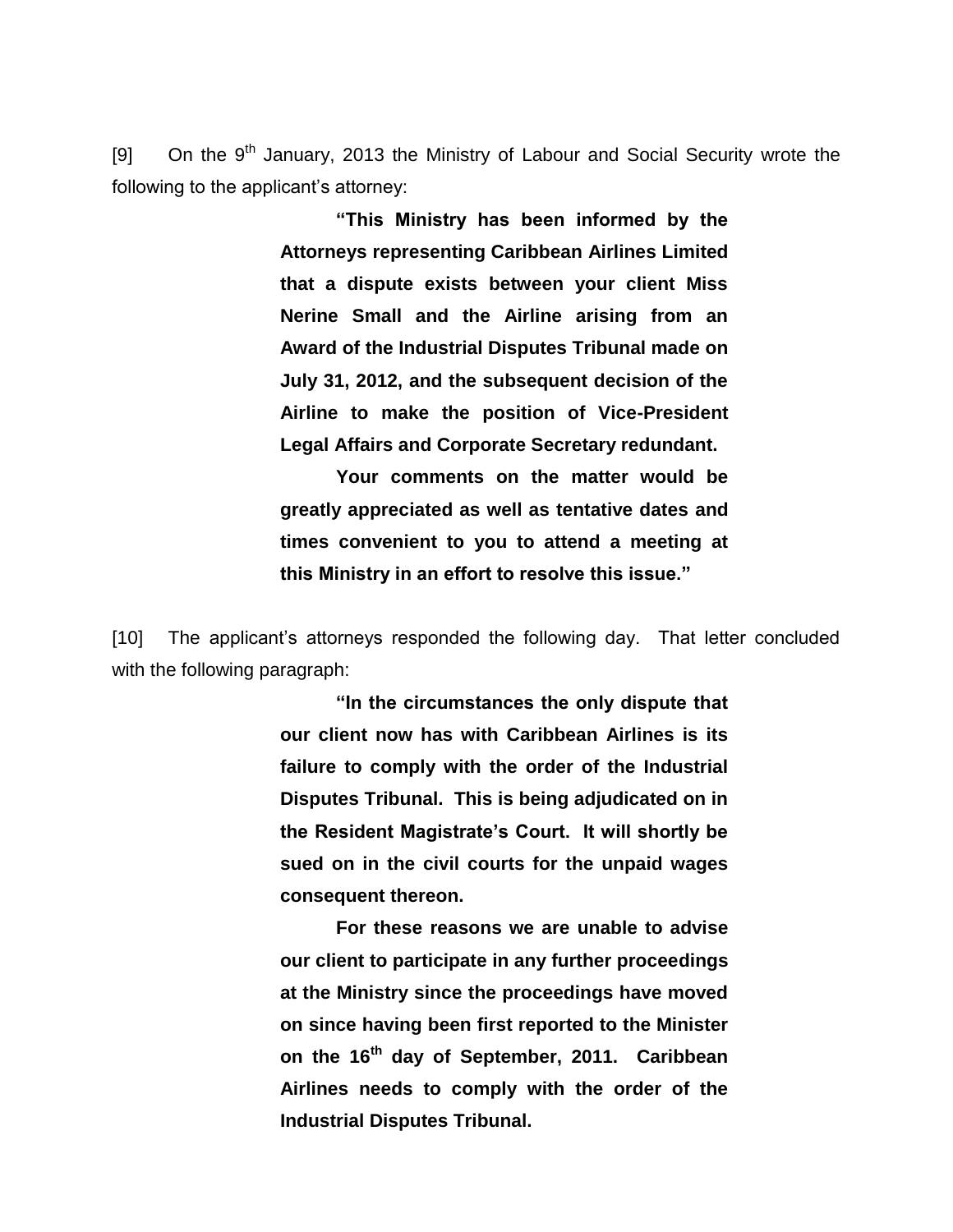[9] On the 9th January, 2013 the Ministry of Labour and Social Security wrote the following to the applicant's attorney:

> **"This Ministry has been informed by the Attorneys representing Caribbean Airlines Limited that a dispute exists between your client Miss Nerine Small and the Airline arising from an Award of the Industrial Disputes Tribunal made on July 31, 2012, and the subsequent decision of the Airline to make the position of Vice-President Legal Affairs and Corporate Secretary redundant.**
>
> **Your comments on the matter would be greatly appreciated as well as tentative dates and times convenient to you to attend a meeting at this Ministry in an effort to resolve this issue."**

[10] The applicant's attorneys responded the following day. That letter concluded with the following paragraph:

> **"In the circumstances the only dispute that our client now has with Caribbean Airlines is its failure to comply with the order of the Industrial Disputes Tribunal. This is being adjudicated on in the Resident Magistrate's Court. It will shortly be sued on in the civil courts for the unpaid wages consequent thereon.**
>
> **For these reasons we are unable to advise our client to participate in any further proceedings at the Ministry since the proceedings have moved on since having been first reported to the Minister on the 16th day of September, 2011. Caribbean Airlines needs to comply with the order of the Industrial Disputes Tribunal.**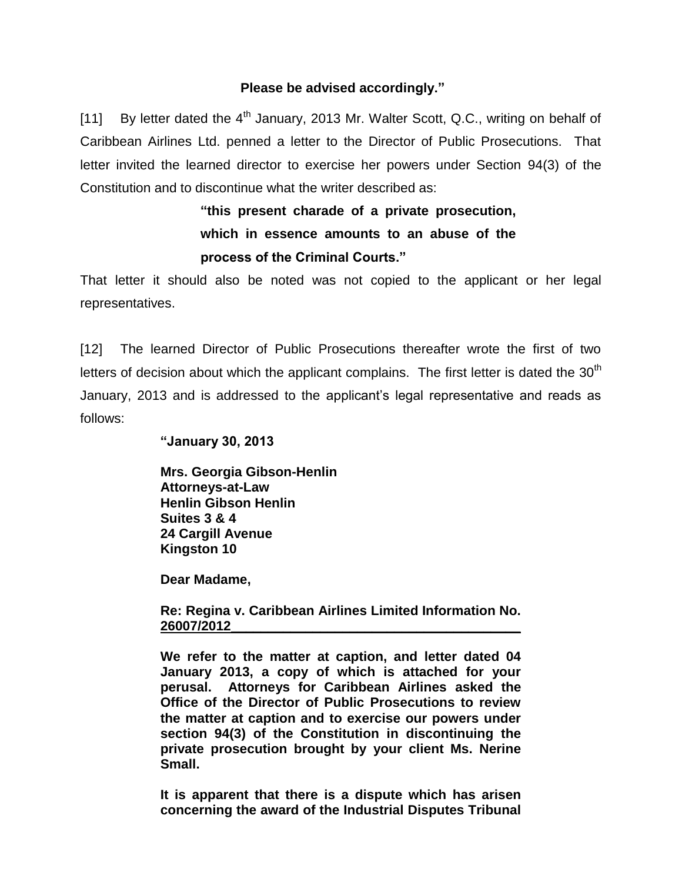**Please be advised accordingly."**

[11] By letter dated the 4th January, 2013 Mr. Walter Scott, Q.C., writing on behalf of Caribbean Airlines Ltd. penned a letter to the Director of Public Prosecutions. That letter invited the learned director to exercise her powers under Section 94(3) of the Constitution and to discontinue what the writer described as:

> **"this present charade of a private prosecution, which in essence amounts to an abuse of the process of the Criminal Courts."**

That letter it should also be noted was not copied to the applicant or her legal representatives.

[12] The learned Director of Public Prosecutions thereafter wrote the first of two letters of decision about which the applicant complains. The first letter is dated the 30th January, 2013 and is addressed to the applicant's legal representative and reads as follows:

> **"January 30, 2013**
>
> **Mrs. Georgia Gibson-Henlin**
> **Attorneys-at-Law**
> **Henlin Gibson Henlin**
> **Suites 3 & 4**
> **24 Cargill Avenue**
> **Kingston 10**
>
> **Dear Madame,**
>
> **Re: Regina v. Caribbean Airlines Limited Information No. 26007/2012**
>
> **We refer to the matter at caption, and letter dated 04 January 2013, a copy of which is attached for your perusal. Attorneys for Caribbean Airlines asked the Office of the Director of Public Prosecutions to review the matter at caption and to exercise our powers under section 94(3) of the Constitution in discontinuing the private prosecution brought by your client Ms. Nerine Small.**
>
> **It is apparent that there is a dispute which has arisen concerning the award of the Industrial Disputes Tribunal**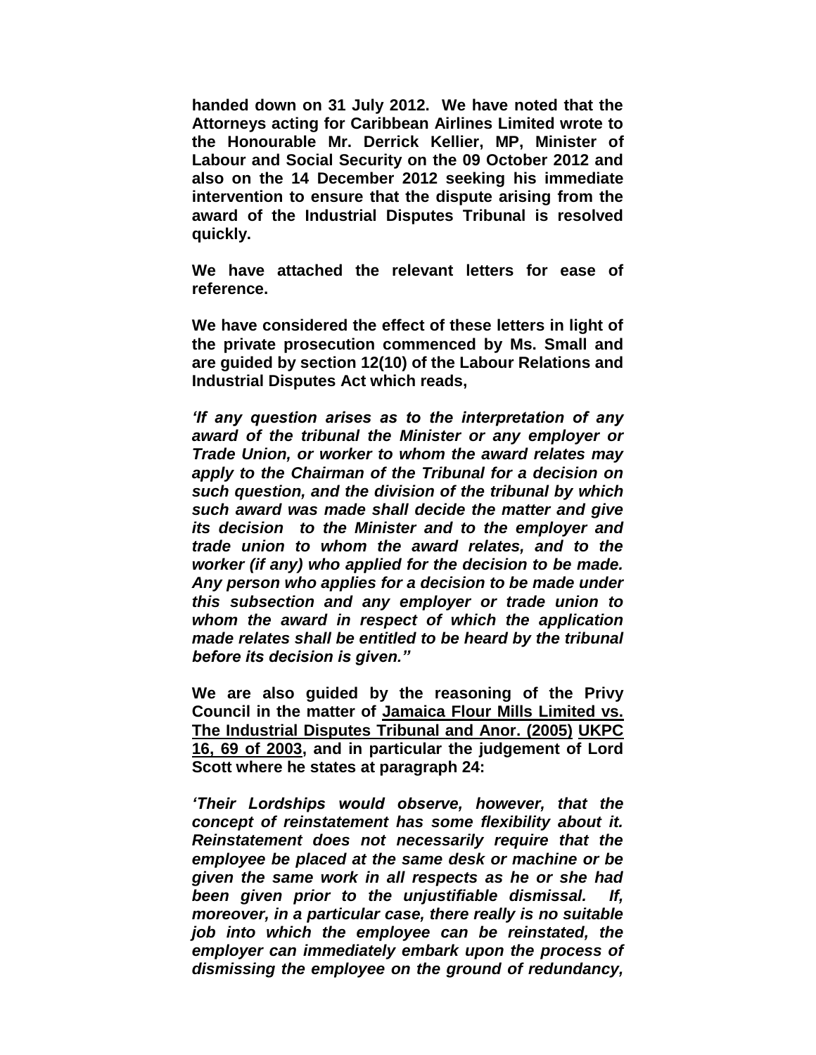**handed down on 31 July 2012. We have noted that the Attorneys acting for Caribbean Airlines Limited wrote to the Honourable Mr. Derrick Kellier, MP, Minister of Labour and Social Security on the 09 October 2012 and also on the 14 December 2012 seeking his immediate intervention to ensure that the dispute arising from the award of the Industrial Disputes Tribunal is resolved quickly.**

**We have attached the relevant letters for ease of reference.**

**We have considered the effect of these letters in light of the private prosecution commenced by Ms. Small and are guided by section 12(10) of the Labour Relations and Industrial Disputes Act which reads,**

***'If any question arises as to the interpretation of any award of the tribunal the Minister or any employer or Trade Union, or worker to whom the award relates may apply to the Chairman of the Tribunal for a decision on such question, and the division of the tribunal by which such award was made shall decide the matter and give its decision to the Minister and to the employer and trade union to whom the award relates, and to the worker (if any) who applied for the decision to be made. Any person who applies for a decision to be made under this subsection and any employer or trade union to whom the award in respect of which the application made relates shall be entitled to be heard by the tribunal before its decision is given."***

**We are also guided by the reasoning of the Privy Council in the matter of <u>Jamaica Flour Mills Limited vs. The Industrial Disputes Tribunal and Anor. (2005)</u> <u>UKPC 16, 69 of 2003</u>, and in particular the judgement of Lord Scott where he states at paragraph 24:**

***'Their Lordships would observe, however, that the concept of reinstatement has some flexibility about it. Reinstatement does not necessarily require that the employee be placed at the same desk or machine or be given the same work in all respects as he or she had been given prior to the unjustifiable dismissal. If, moreover, in a particular case, there really is no suitable job into which the employee can be reinstated, the employer can immediately embark upon the process of dismissing the employee on the ground of redundancy,***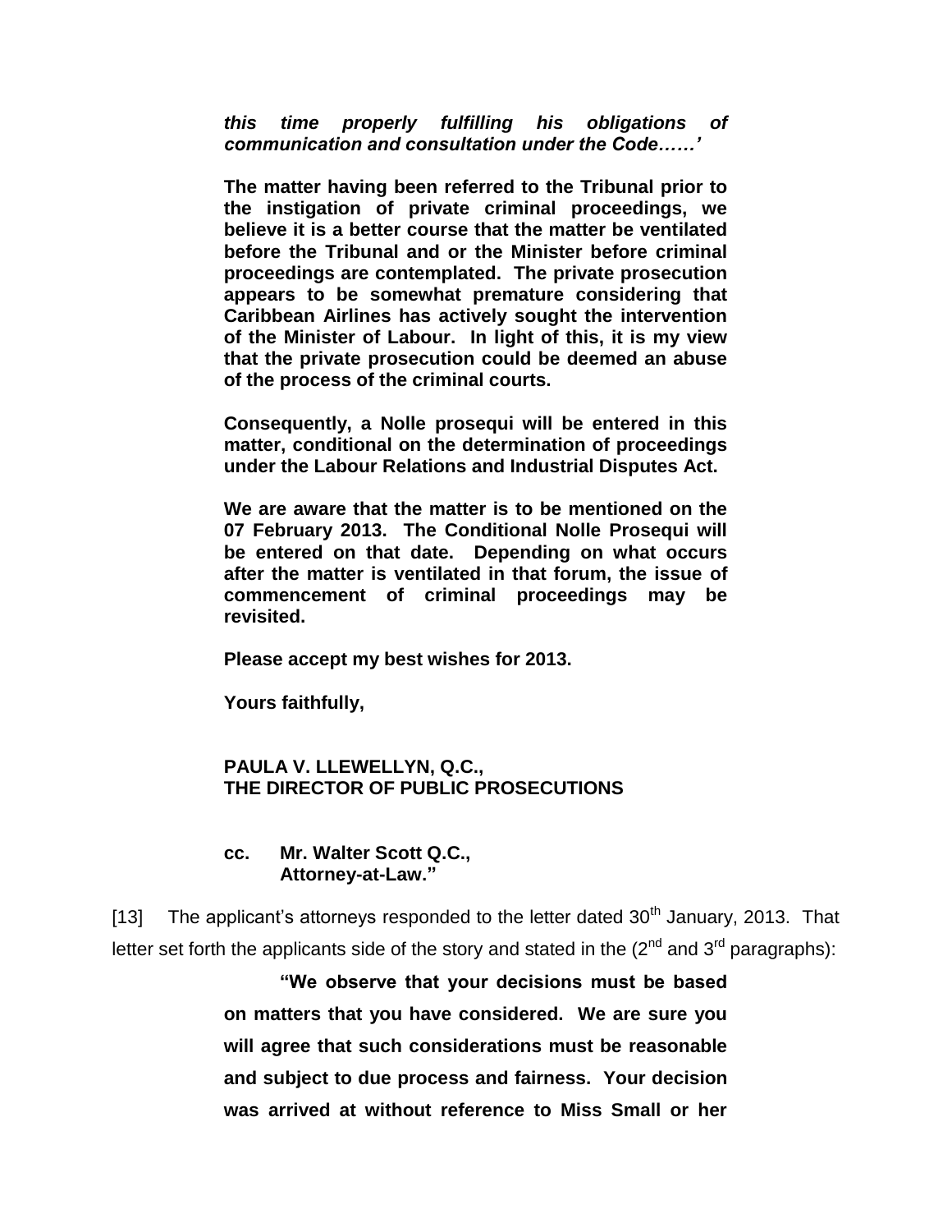> ***this time properly fulfilling his obligations of communication and consultation under the Code……'***
>
> **The matter having been referred to the Tribunal prior to the instigation of private criminal proceedings, we believe it is a better course that the matter be ventilated before the Tribunal and or the Minister before criminal proceedings are contemplated. The private prosecution appears to be somewhat premature considering that Caribbean Airlines has actively sought the intervention of the Minister of Labour. In light of this, it is my view that the private prosecution could be deemed an abuse of the process of the criminal courts.**
>
> **Consequently, a Nolle prosequi will be entered in this matter, conditional on the determination of proceedings under the Labour Relations and Industrial Disputes Act.**
>
> **We are aware that the matter is to be mentioned on the 07 February 2013. The Conditional Nolle Prosequi will be entered on that date. Depending on what occurs after the matter is ventilated in that forum, the issue of commencement of criminal proceedings may be revisited.**
>
> **Please accept my best wishes for 2013.**
>
> **Yours faithfully,**
>
> **PAULA V. LLEWELLYN, Q.C.,**
> **THE DIRECTOR OF PUBLIC PROSECUTIONS**
>
> **cc. Mr. Walter Scott Q.C.,**
> **Attorney-at-Law."**

[13] The applicant's attorneys responded to the letter dated 30th January, 2013. That letter set forth the applicants side of the story and stated in the (2nd and 3rd paragraphs):

> **"We observe that your decisions must be based on matters that you have considered. We are sure you will agree that such considerations must be reasonable and subject to due process and fairness. Your decision was arrived at without reference to Miss Small or her**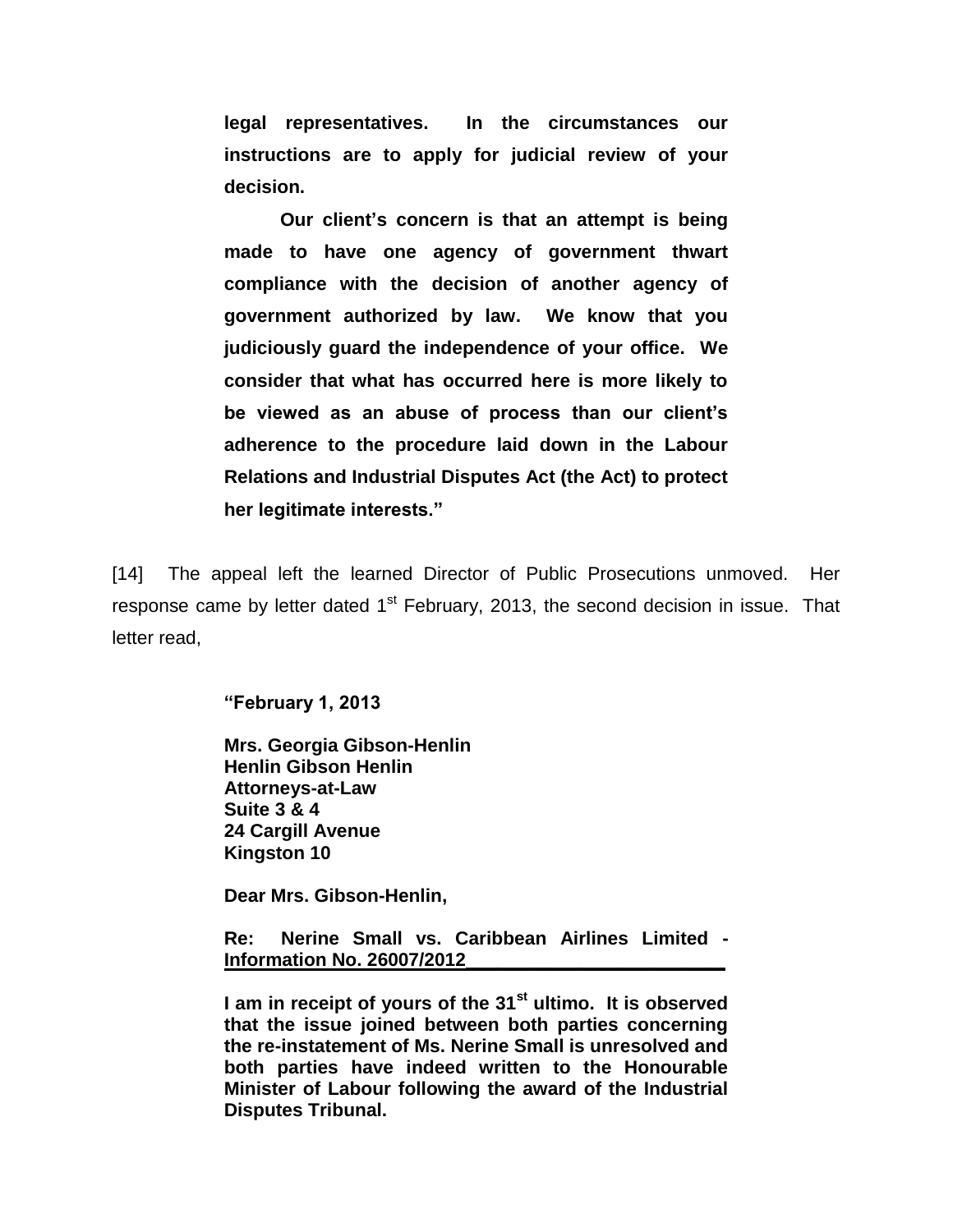**legal representatives. In the circumstances our instructions are to apply for judicial review of your decision.**

**Our client's concern is that an attempt is being made to have one agency of government thwart compliance with the decision of another agency of government authorized by law. We know that you judiciously guard the independence of your office. We consider that what has occurred here is more likely to be viewed as an abuse of process than our client's adherence to the procedure laid down in the Labour Relations and Industrial Disputes Act (the Act) to protect her legitimate interests."**

[14] The appeal left the learned Director of Public Prosecutions unmoved. Her response came by letter dated 1st February, 2013, the second decision in issue. That letter read,

**"February 1, 2013**

**Mrs. Georgia Gibson-Henlin**
**Henlin Gibson Henlin**
**Attorneys-at-Law**
**Suite 3 & 4**
**24 Cargill Avenue**
**Kingston 10**

**Dear Mrs. Gibson-Henlin,**

**Re: Nerine Small vs. Caribbean Airlines Limited - Information No. 26007/2012**

**I am in receipt of yours of the 31st ultimo. It is observed that the issue joined between both parties concerning the re-instatement of Ms. Nerine Small is unresolved and both parties have indeed written to the Honourable Minister of Labour following the award of the Industrial Disputes Tribunal.**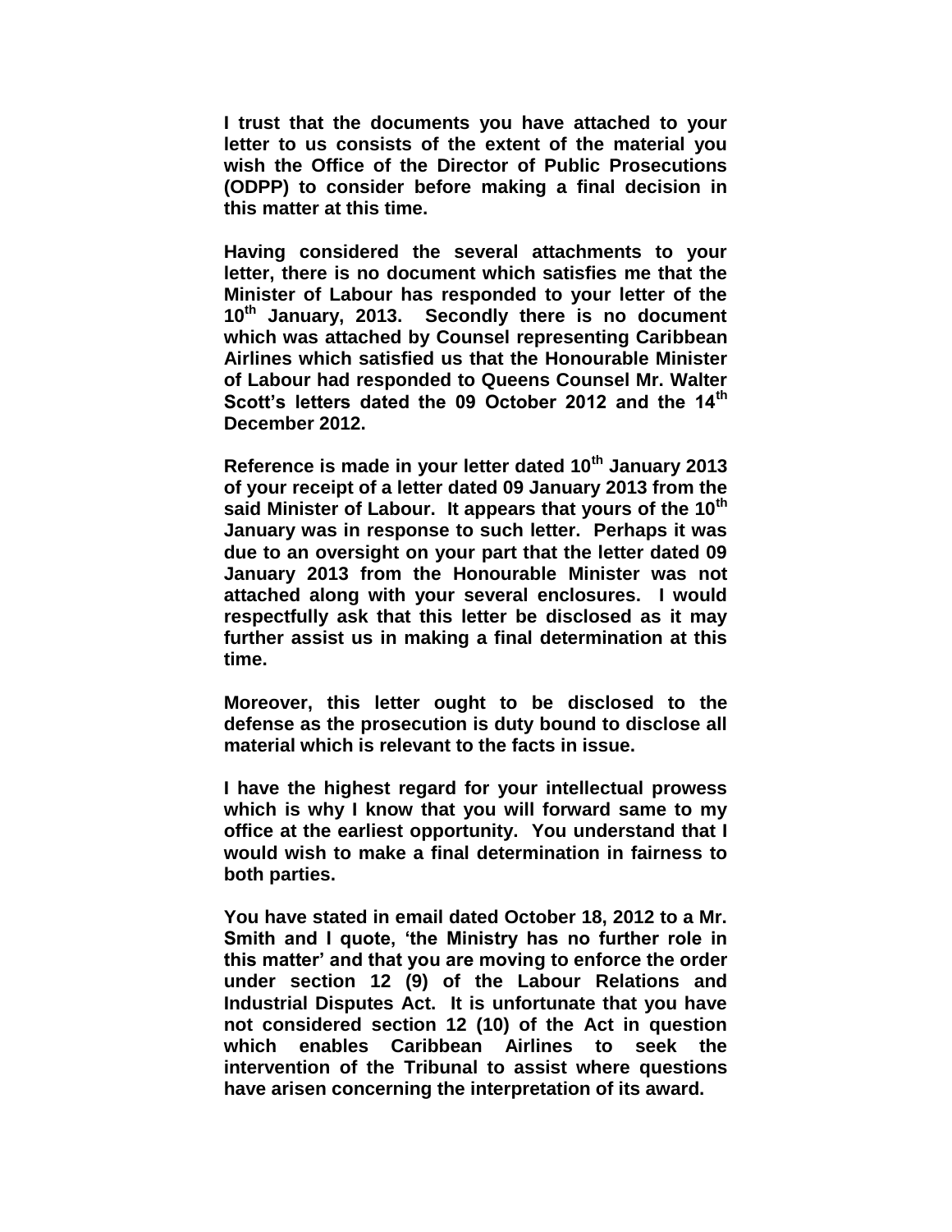**I trust that the documents you have attached to your letter to us consists of the extent of the material you wish the Office of the Director of Public Prosecutions (ODPP) to consider before making a final decision in this matter at this time.**

**Having considered the several attachments to your letter, there is no document which satisfies me that the Minister of Labour has responded to your letter of the 10th January, 2013. Secondly there is no document which was attached by Counsel representing Caribbean Airlines which satisfied us that the Honourable Minister of Labour had responded to Queens Counsel Mr. Walter Scott's letters dated the 09 October 2012 and the 14th December 2012.**

**Reference is made in your letter dated 10th January 2013 of your receipt of a letter dated 09 January 2013 from the said Minister of Labour. It appears that yours of the 10th January was in response to such letter. Perhaps it was due to an oversight on your part that the letter dated 09 January 2013 from the Honourable Minister was not attached along with your several enclosures. I would respectfully ask that this letter be disclosed as it may further assist us in making a final determination at this time.**

**Moreover, this letter ought to be disclosed to the defense as the prosecution is duty bound to disclose all material which is relevant to the facts in issue.**

**I have the highest regard for your intellectual prowess which is why I know that you will forward same to my office at the earliest opportunity. You understand that I would wish to make a final determination in fairness to both parties.**

**You have stated in email dated October 18, 2012 to a Mr. Smith and I quote, 'the Ministry has no further role in this matter' and that you are moving to enforce the order under section 12 (9) of the Labour Relations and Industrial Disputes Act. It is unfortunate that you have not considered section 12 (10) of the Act in question which enables Caribbean Airlines to seek the intervention of the Tribunal to assist where questions have arisen concerning the interpretation of its award.**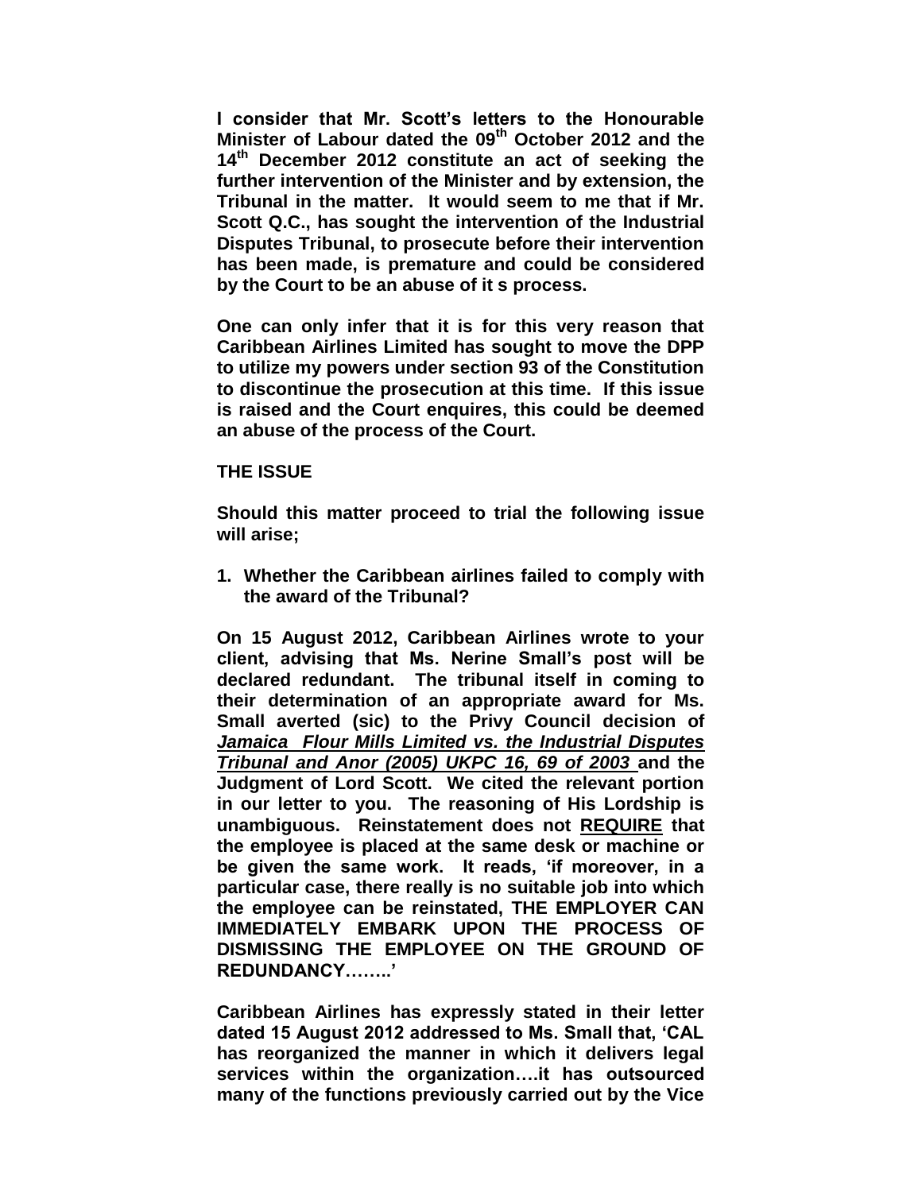**I consider that Mr. Scott's letters to the Honourable Minister of Labour dated the 09th October 2012 and the 14th December 2012 constitute an act of seeking the further intervention of the Minister and by extension, the Tribunal in the matter. It would seem to me that if Mr. Scott Q.C., has sought the intervention of the Industrial Disputes Tribunal, to prosecute before their intervention has been made, is premature and could be considered by the Court to be an abuse of it s process.**

**One can only infer that it is for this very reason that Caribbean Airlines Limited has sought to move the DPP to utilize my powers under section 93 of the Constitution to discontinue the prosecution at this time. If this issue is raised and the Court enquires, this could be deemed an abuse of the process of the Court.**

**THE ISSUE**

**Should this matter proceed to trial the following issue will arise;**

1. **Whether the Caribbean airlines failed to comply with the award of the Tribunal?**

**On 15 August 2012, Caribbean Airlines wrote to your client, advising that Ms. Nerine Small's post will be declared redundant. The tribunal itself in coming to their determination of an appropriate award for Ms. Small averted (sic) to the Privy Council decision of *Jamaica Flour Mills Limited vs. the Industrial Disputes Tribunal and Anor (2005) UKPC 16, 69 of 2003* and the Judgment of Lord Scott. We cited the relevant portion in our letter to you. The reasoning of His Lordship is unambiguous. Reinstatement does not REQUIRE that the employee is placed at the same desk or machine or be given the same work. It reads, 'if moreover, in a particular case, there really is no suitable job into which the employee can be reinstated, THE EMPLOYER CAN IMMEDIATELY EMBARK UPON THE PROCESS OF DISMISSING THE EMPLOYEE ON THE GROUND OF REDUNDANCY……..'**

**Caribbean Airlines has expressly stated in their letter dated 15 August 2012 addressed to Ms. Small that, 'CAL has reorganized the manner in which it delivers legal services within the organization….it has outsourced many of the functions previously carried out by the Vice**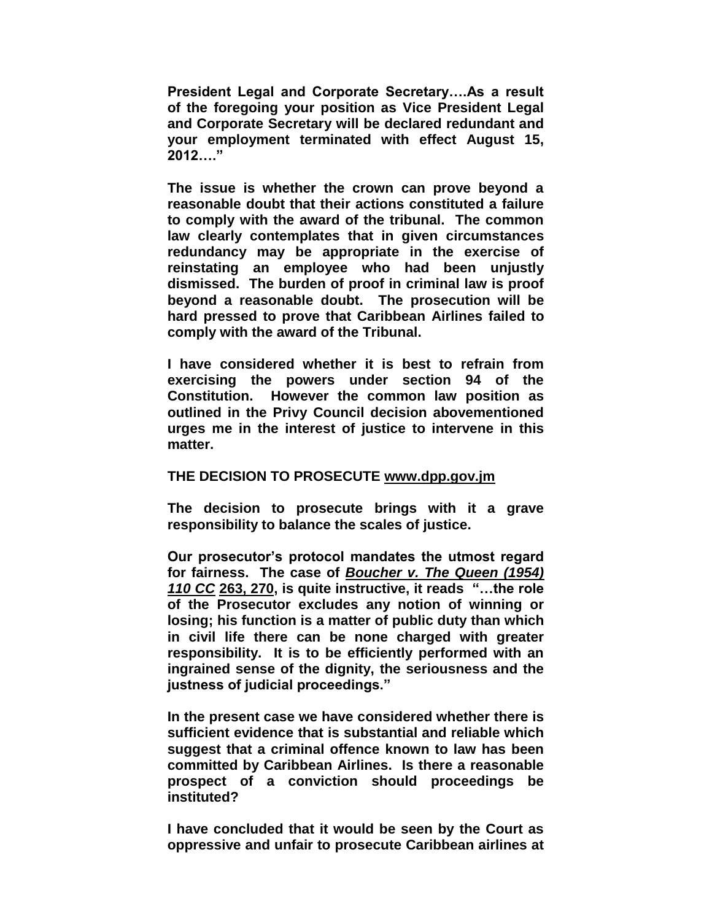**President Legal and Corporate Secretary….As a result of the foregoing your position as Vice President Legal and Corporate Secretary will be declared redundant and your employment terminated with effect August 15, 2012…."**

**The issue is whether the crown can prove beyond a reasonable doubt that their actions constituted a failure to comply with the award of the tribunal. The common law clearly contemplates that in given circumstances redundancy may be appropriate in the exercise of reinstating an employee who had been unjustly dismissed. The burden of proof in criminal law is proof beyond a reasonable doubt. The prosecution will be hard pressed to prove that Caribbean Airlines failed to comply with the award of the Tribunal.**

**I have considered whether it is best to refrain from exercising the powers under section 94 of the Constitution. However the common law position as outlined in the Privy Council decision abovementioned urges me in the interest of justice to intervene in this matter.**

**THE DECISION TO PROSECUTE <u>www.dpp.gov.jm</u>**

**The decision to prosecute brings with it a grave responsibility to balance the scales of justice.**

**Our prosecutor's protocol mandates the utmost regard for fairness. The case of *<u>Boucher v. The Queen (1954) 110 CC</u>* <u>263, 270</u>, is quite instructive, it reads "…the role of the Prosecutor excludes any notion of winning or losing; his function is a matter of public duty than which in civil life there can be none charged with greater responsibility. It is to be efficiently performed with an ingrained sense of the dignity, the seriousness and the justness of judicial proceedings."**

**In the present case we have considered whether there is sufficient evidence that is substantial and reliable which suggest that a criminal offence known to law has been committed by Caribbean Airlines. Is there a reasonable prospect of a conviction should proceedings be instituted?**

**I have concluded that it would be seen by the Court as oppressive and unfair to prosecute Caribbean airlines at**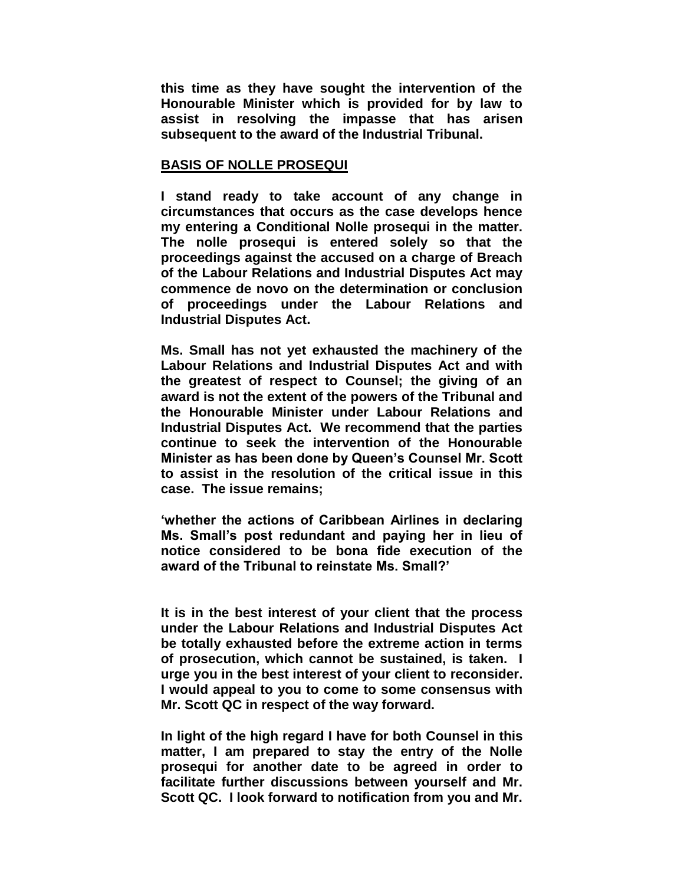**this time as they have sought the intervention of the Honourable Minister which is provided for by law to assist in resolving the impasse that has arisen subsequent to the award of the Industrial Tribunal.**

**BASIS OF NOLLE PROSEQUI**

**I stand ready to take account of any change in circumstances that occurs as the case develops hence my entering a Conditional Nolle prosequi in the matter. The nolle prosequi is entered solely so that the proceedings against the accused on a charge of Breach of the Labour Relations and Industrial Disputes Act may commence de novo on the determination or conclusion of proceedings under the Labour Relations and Industrial Disputes Act.**

**Ms. Small has not yet exhausted the machinery of the Labour Relations and Industrial Disputes Act and with the greatest of respect to Counsel; the giving of an award is not the extent of the powers of the Tribunal and the Honourable Minister under Labour Relations and Industrial Disputes Act. We recommend that the parties continue to seek the intervention of the Honourable Minister as has been done by Queen's Counsel Mr. Scott to assist in the resolution of the critical issue in this case. The issue remains;**

**'whether the actions of Caribbean Airlines in declaring Ms. Small's post redundant and paying her in lieu of notice considered to be bona fide execution of the award of the Tribunal to reinstate Ms. Small?'**

**It is in the best interest of your client that the process under the Labour Relations and Industrial Disputes Act be totally exhausted before the extreme action in terms of prosecution, which cannot be sustained, is taken. I urge you in the best interest of your client to reconsider. I would appeal to you to come to some consensus with Mr. Scott QC in respect of the way forward.**

**In light of the high regard I have for both Counsel in this matter, I am prepared to stay the entry of the Nolle prosequi for another date to be agreed in order to facilitate further discussions between yourself and Mr. Scott QC. I look forward to notification from you and Mr.**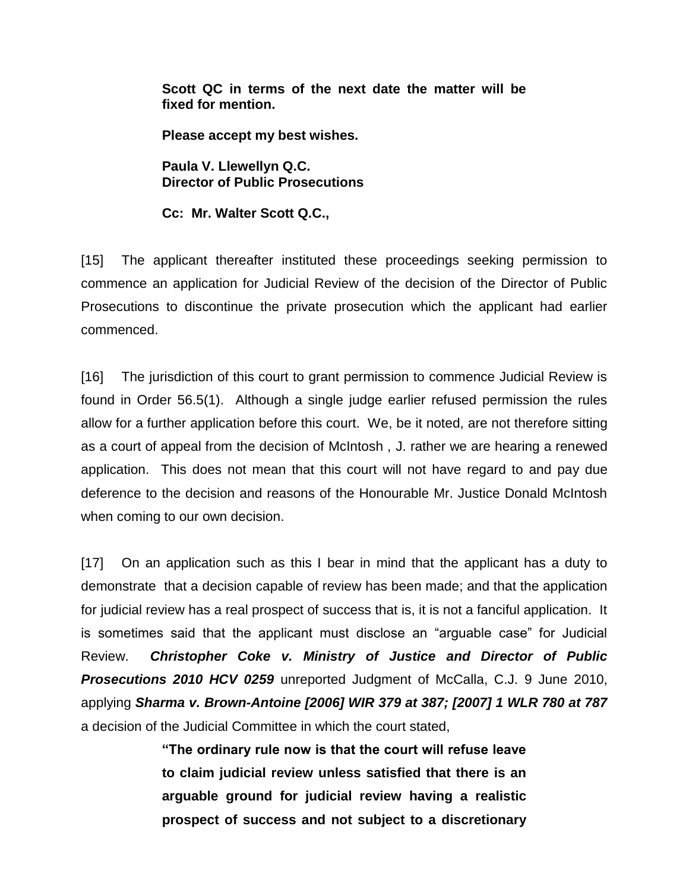**Scott QC in terms of the next date the matter will be fixed for mention.**

**Please accept my best wishes.**

**Paula V. Llewellyn Q.C.**
**Director of Public Prosecutions**

**Cc: Mr. Walter Scott Q.C.,**

[15] The applicant thereafter instituted these proceedings seeking permission to commence an application for Judicial Review of the decision of the Director of Public Prosecutions to discontinue the private prosecution which the applicant had earlier commenced.

[16] The jurisdiction of this court to grant permission to commence Judicial Review is found in Order 56.5(1). Although a single judge earlier refused permission the rules allow for a further application before this court. We, be it noted, are not therefore sitting as a court of appeal from the decision of McIntosh , J. rather we are hearing a renewed application. This does not mean that this court will not have regard to and pay due deference to the decision and reasons of the Honourable Mr. Justice Donald McIntosh when coming to our own decision.

[17] On an application such as this I bear in mind that the applicant has a duty to demonstrate that a decision capable of review has been made; and that the application for judicial review has a real prospect of success that is, it is not a fanciful application. It is sometimes said that the applicant must disclose an "arguable case" for Judicial Review. ***Christopher Coke v. Ministry of Justice and Director of Public Prosecutions 2010 HCV 0259*** unreported Judgment of McCalla, C.J. 9 June 2010, applying ***Sharma v. Brown-Antoine [2006] WIR 379 at 387; [2007] 1 WLR 780 at 787*** a decision of the Judicial Committee in which the court stated,

> **"The ordinary rule now is that the court will refuse leave to claim judicial review unless satisfied that there is an arguable ground for judicial review having a realistic prospect of success and not subject to a discretionary**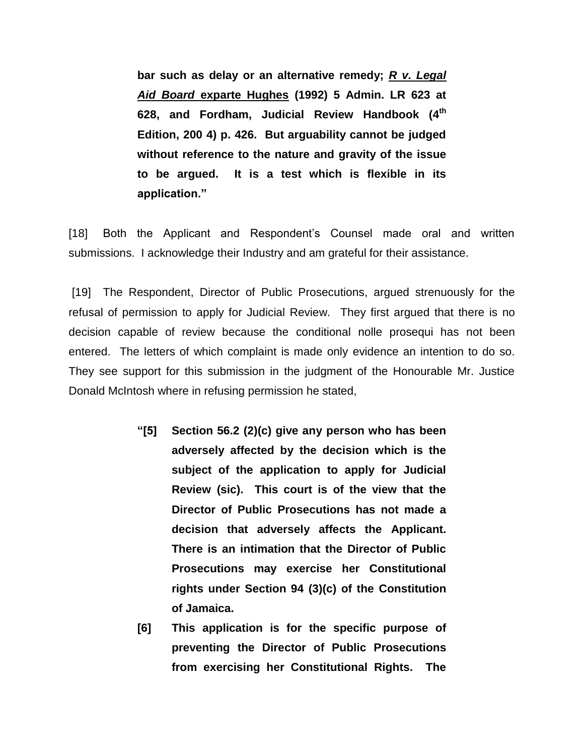> **bar such as delay or an alternative remedy; *R v. Legal Aid Board* exparte Hughes (1992) 5 Admin. LR 623 at 628, and Fordham, Judicial Review Handbook (4th Edition, 200 4) p. 426. But arguability cannot be judged without reference to the nature and gravity of the issue to be argued. It is a test which is flexible in its application."**

[18] Both the Applicant and Respondent's Counsel made oral and written submissions. I acknowledge their Industry and am grateful for their assistance.

[19] The Respondent, Director of Public Prosecutions, argued strenuously for the refusal of permission to apply for Judicial Review. They first argued that there is no decision capable of review because the conditional nolle prosequi has not been entered. The letters of which complaint is made only evidence an intention to do so. They see support for this submission in the judgment of the Honourable Mr. Justice Donald McIntosh where in refusing permission he stated,

> **"[5] Section 56.2 (2)(c) give any person who has been adversely affected by the decision which is the subject of the application to apply for Judicial Review (sic). This court is of the view that the Director of Public Prosecutions has not made a decision that adversely affects the Applicant. There is an intimation that the Director of Public Prosecutions may exercise her Constitutional rights under Section 94 (3)(c) of the Constitution of Jamaica.**
>
> **[6] This application is for the specific purpose of preventing the Director of Public Prosecutions from exercising her Constitutional Rights. The**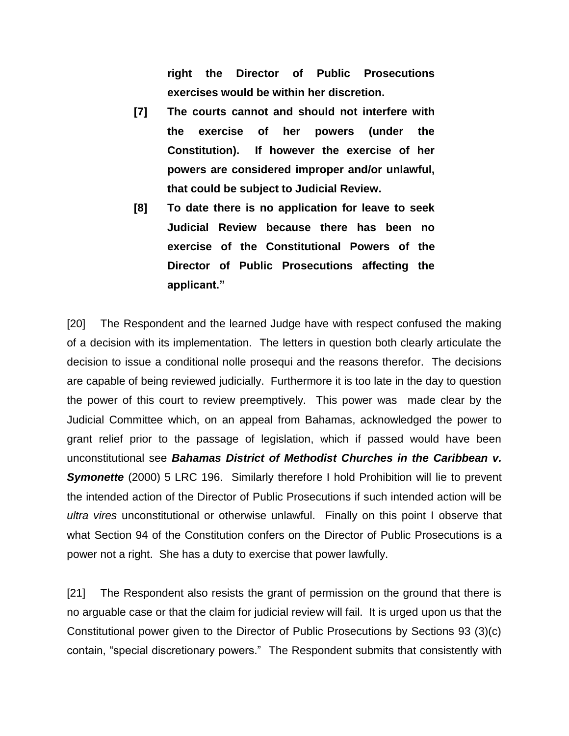> **right the Director of Public Prosecutions exercises would be within her discretion.**
>
> **[7] The courts cannot and should not interfere with the exercise of her powers (under the Constitution). If however the exercise of her powers are considered improper and/or unlawful, that could be subject to Judicial Review.**
>
> **[8] To date there is no application for leave to seek Judicial Review because there has been no exercise of the Constitutional Powers of the Director of Public Prosecutions affecting the applicant."**

[20] The Respondent and the learned Judge have with respect confused the making of a decision with its implementation. The letters in question both clearly articulate the decision to issue a conditional nolle prosequi and the reasons therefor. The decisions are capable of being reviewed judicially. Furthermore it is too late in the day to question the power of this court to review preemptively. This power was made clear by the Judicial Committee which, on an appeal from Bahamas, acknowledged the power to grant relief prior to the passage of legislation, which if passed would have been unconstitutional see ***Bahamas District of Methodist Churches in the Caribbean v. Symonette*** (2000) 5 LRC 196. Similarly therefore I hold Prohibition will lie to prevent the intended action of the Director of Public Prosecutions if such intended action will be *ultra vires* unconstitutional or otherwise unlawful. Finally on this point I observe that what Section 94 of the Constitution confers on the Director of Public Prosecutions is a power not a right. She has a duty to exercise that power lawfully.

[21] The Respondent also resists the grant of permission on the ground that there is no arguable case or that the claim for judicial review will fail. It is urged upon us that the Constitutional power given to the Director of Public Prosecutions by Sections 93 (3)(c) contain, "special discretionary powers." The Respondent submits that consistently with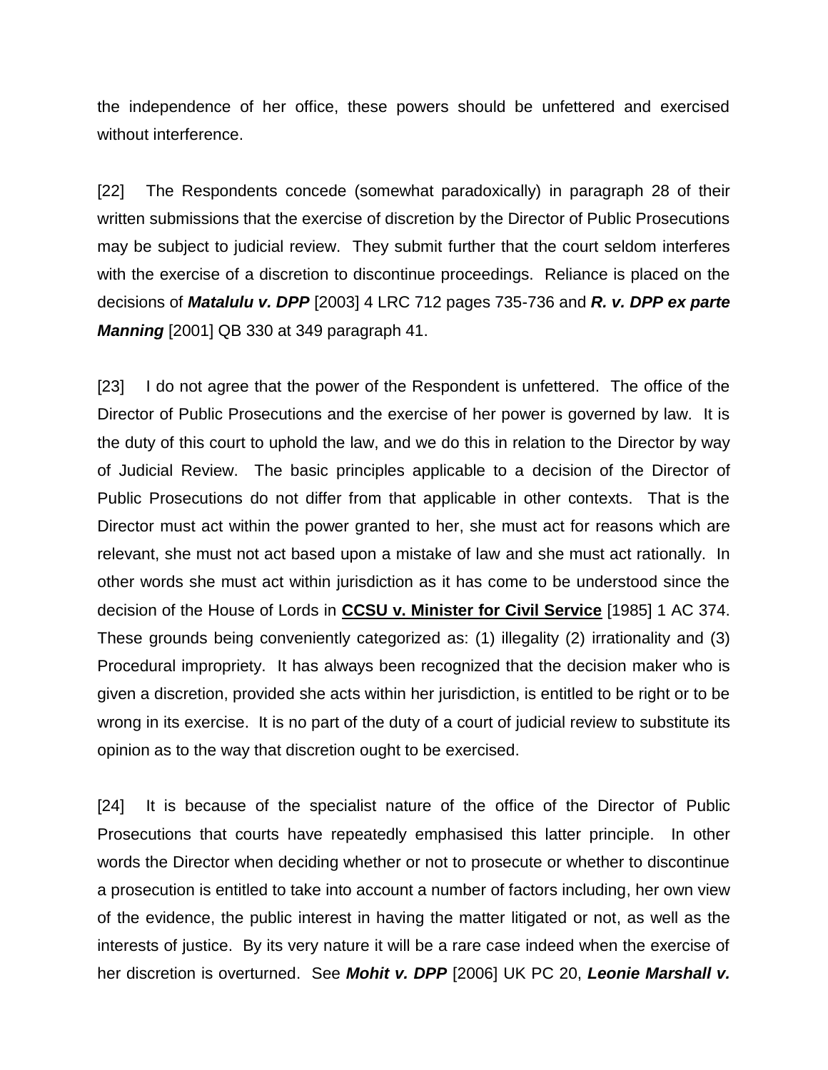the independence of her office, these powers should be unfettered and exercised without interference.

[22] The Respondents concede (somewhat paradoxically) in paragraph 28 of their written submissions that the exercise of discretion by the Director of Public Prosecutions may be subject to judicial review. They submit further that the court seldom interferes with the exercise of a discretion to discontinue proceedings. Reliance is placed on the decisions of ***Matalulu v. DPP*** [2003] 4 LRC 712 pages 735-736 and ***R. v. DPP ex parte Manning*** [2001] QB 330 at 349 paragraph 41.

[23] I do not agree that the power of the Respondent is unfettered. The office of the Director of Public Prosecutions and the exercise of her power is governed by law. It is the duty of this court to uphold the law, and we do this in relation to the Director by way of Judicial Review. The basic principles applicable to a decision of the Director of Public Prosecutions do not differ from that applicable in other contexts. That is the Director must act within the power granted to her, she must act for reasons which are relevant, she must not act based upon a mistake of law and she must act rationally. In other words she must act within jurisdiction as it has come to be understood since the decision of the House of Lords in **CCSU v. Minister for Civil Service** [1985] 1 AC 374. These grounds being conveniently categorized as: (1) illegality (2) irrationality and (3) Procedural impropriety. It has always been recognized that the decision maker who is given a discretion, provided she acts within her jurisdiction, is entitled to be right or to be wrong in its exercise. It is no part of the duty of a court of judicial review to substitute its opinion as to the way that discretion ought to be exercised.

[24] It is because of the specialist nature of the office of the Director of Public Prosecutions that courts have repeatedly emphasised this latter principle. In other words the Director when deciding whether or not to prosecute or whether to discontinue a prosecution is entitled to take into account a number of factors including, her own view of the evidence, the public interest in having the matter litigated or not, as well as the interests of justice. By its very nature it will be a rare case indeed when the exercise of her discretion is overturned. See ***Mohit v. DPP*** [2006] UK PC 20, ***Leonie Marshall v.***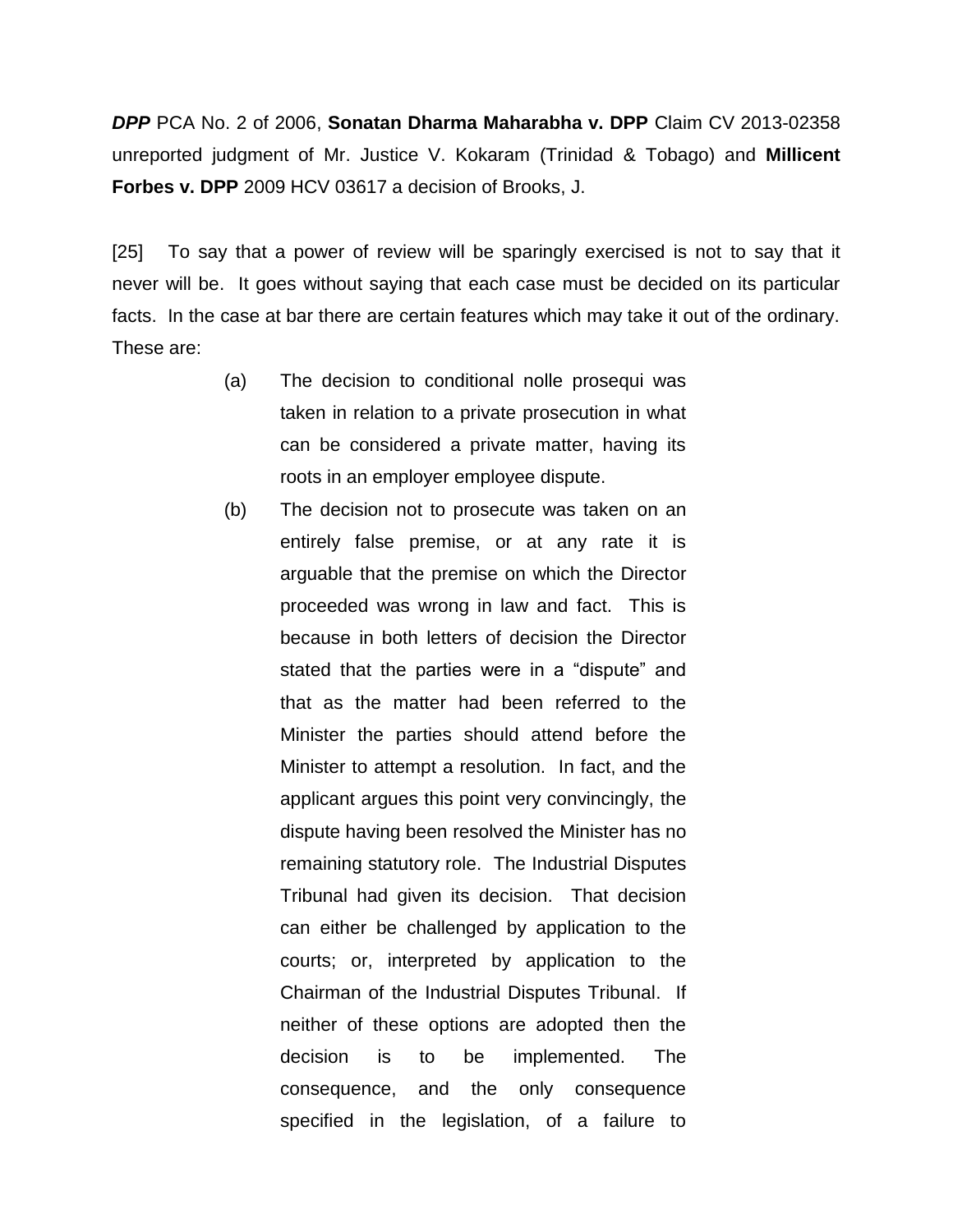***DPP*** PCA No. 2 of 2006, **Sonatan Dharma Maharabha v. DPP** Claim CV 2013-02358 unreported judgment of Mr. Justice V. Kokaram (Trinidad & Tobago) and **Millicent Forbes v. DPP** 2009 HCV 03617 a decision of Brooks, J.

[25] To say that a power of review will be sparingly exercised is not to say that it never will be. It goes without saying that each case must be decided on its particular facts. In the case at bar there are certain features which may take it out of the ordinary. These are:

(a) The decision to conditional nolle prosequi was taken in relation to a private prosecution in what can be considered a private matter, having its roots in an employer employee dispute.

(b) The decision not to prosecute was taken on an entirely false premise, or at any rate it is arguable that the premise on which the Director proceeded was wrong in law and fact. This is because in both letters of decision the Director stated that the parties were in a "dispute" and that as the matter had been referred to the Minister the parties should attend before the Minister to attempt a resolution. In fact, and the applicant argues this point very convincingly, the dispute having been resolved the Minister has no remaining statutory role. The Industrial Disputes Tribunal had given its decision. That decision can either be challenged by application to the courts; or, interpreted by application to the Chairman of the Industrial Disputes Tribunal. If neither of these options are adopted then the decision is to be implemented. The consequence, and the only consequence specified in the legislation, of a failure to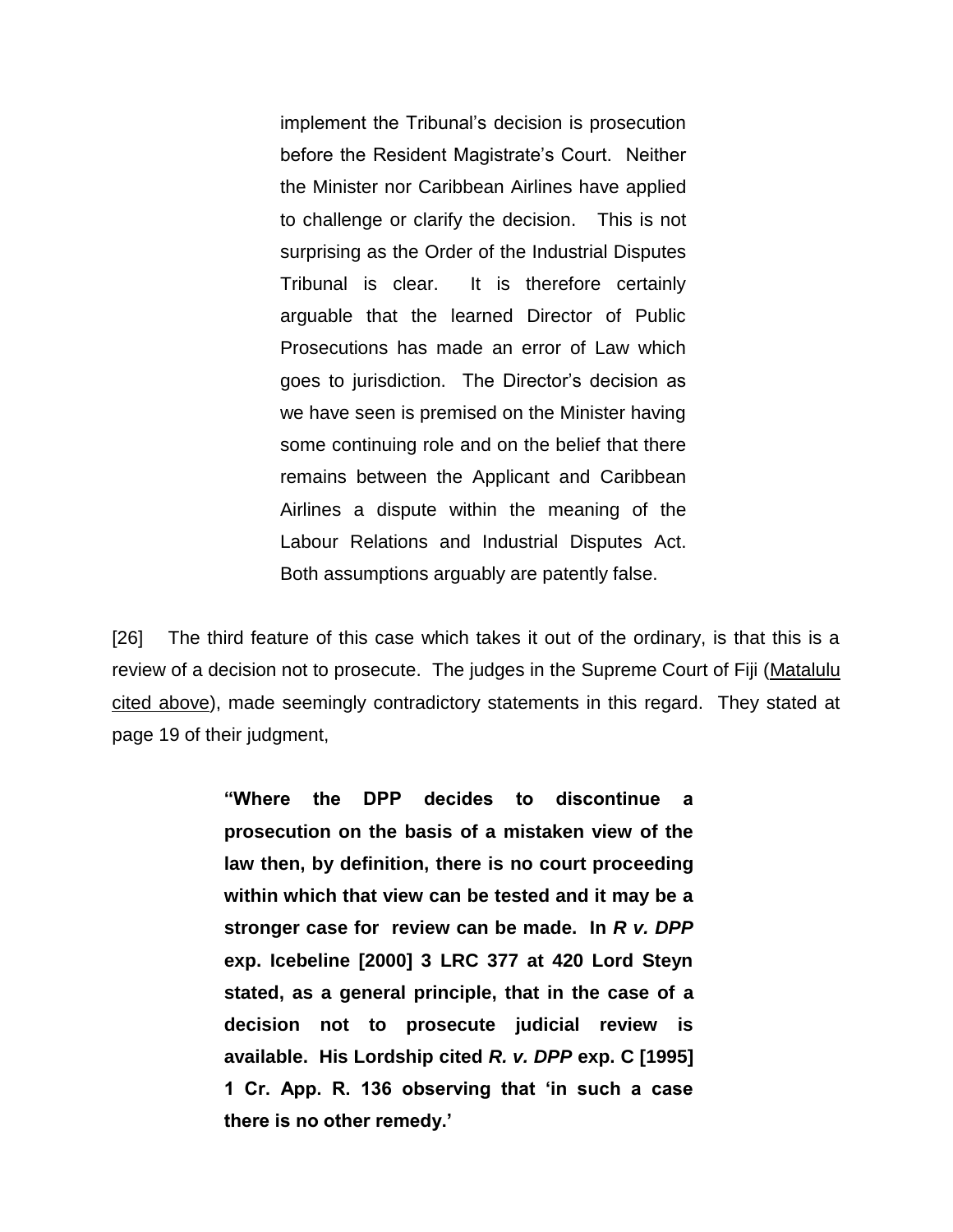> implement the Tribunal's decision is prosecution before the Resident Magistrate's Court. Neither the Minister nor Caribbean Airlines have applied to challenge or clarify the decision. This is not surprising as the Order of the Industrial Disputes Tribunal is clear. It is therefore certainly arguable that the learned Director of Public Prosecutions has made an error of Law which goes to jurisdiction. The Director's decision as we have seen is premised on the Minister having some continuing role and on the belief that there remains between the Applicant and Caribbean Airlines a dispute within the meaning of the Labour Relations and Industrial Disputes Act. Both assumptions arguably are patently false.

[26] The third feature of this case which takes it out of the ordinary, is that this is a review of a decision not to prosecute. The judges in the Supreme Court of Fiji (Matalulu cited above), made seemingly contradictory statements in this regard. They stated at page 19 of their judgment,

> **"Where the DPP decides to discontinue a prosecution on the basis of a mistaken view of the law then, by definition, there is no court proceeding within which that view can be tested and it may be a stronger case for review can be made. In *R v. DPP* exp. Icebeline [2000] 3 LRC 377 at 420 Lord Steyn stated, as a general principle, that in the case of a decision not to prosecute judicial review is available. His Lordship cited *R. v. DPP* exp. C [1995] 1 Cr. App. R. 136 observing that 'in such a case there is no other remedy.'**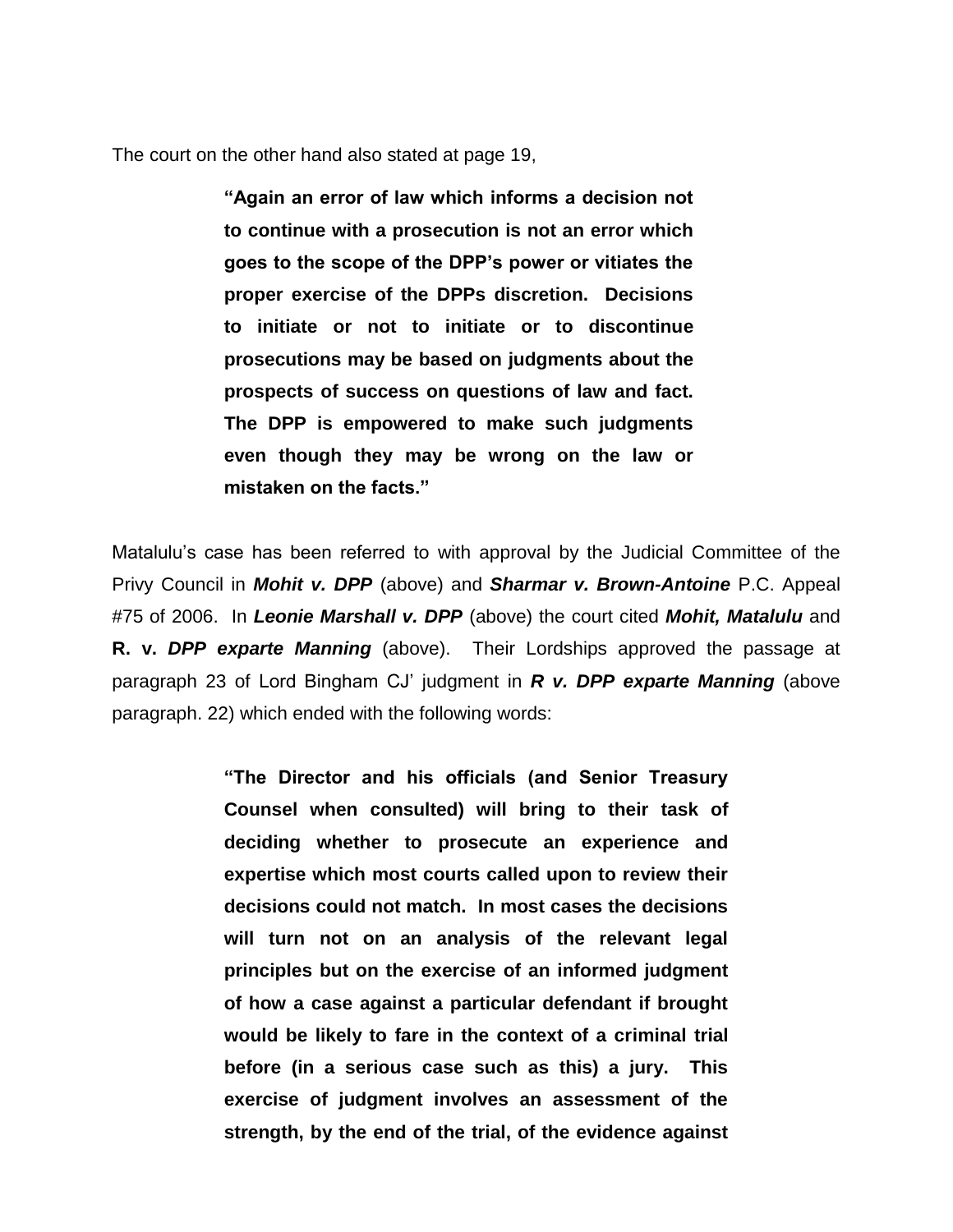The court on the other hand also stated at page 19,

> **"Again an error of law which informs a decision not to continue with a prosecution is not an error which goes to the scope of the DPP's power or vitiates the proper exercise of the DPPs discretion. Decisions to initiate or not to initiate or to discontinue prosecutions may be based on judgments about the prospects of success on questions of law and fact. The DPP is empowered to make such judgments even though they may be wrong on the law or mistaken on the facts."**

Matalulu's case has been referred to with approval by the Judicial Committee of the Privy Council in ***Mohit v. DPP*** (above) and ***Sharmar v. Brown-Antoine*** P.C. Appeal #75 of 2006. In ***Leonie Marshall v. DPP*** (above) the court cited ***Mohit, Matalulu*** and **R. v. *DPP exparte Manning*** (above). Their Lordships approved the passage at paragraph 23 of Lord Bingham CJ' judgment in ***R v. DPP exparte Manning*** (above paragraph. 22) which ended with the following words:

> **"The Director and his officials (and Senior Treasury Counsel when consulted) will bring to their task of deciding whether to prosecute an experience and expertise which most courts called upon to review their decisions could not match. In most cases the decisions will turn not on an analysis of the relevant legal principles but on the exercise of an informed judgment of how a case against a particular defendant if brought would be likely to fare in the context of a criminal trial before (in a serious case such as this) a jury. This exercise of judgment involves an assessment of the strength, by the end of the trial, of the evidence against**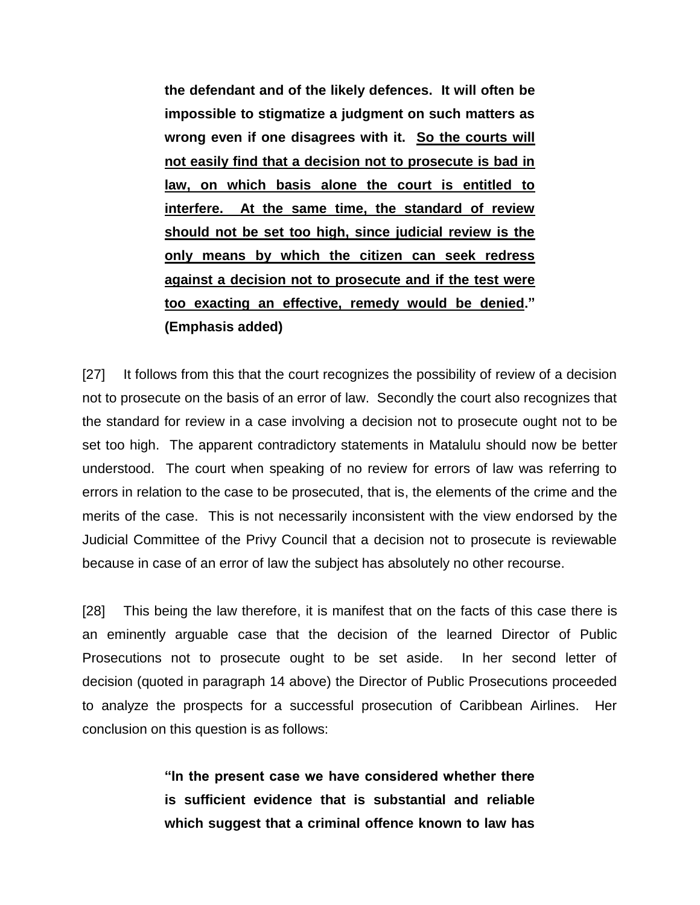> **the defendant and of the likely defences. It will often be impossible to stigmatize a judgment on such matters as wrong even if one disagrees with it. <u>So the courts will not easily find that a decision not to prosecute is bad in law, on which basis alone the court is entitled to interfere. At the same time, the standard of review should not be set too high, since judicial review is the only means by which the citizen can seek redress against a decision not to prosecute and if the test were too exacting an effective, remedy would be denied</u>." (Emphasis added)**

[27] It follows from this that the court recognizes the possibility of review of a decision not to prosecute on the basis of an error of law. Secondly the court also recognizes that the standard for review in a case involving a decision not to prosecute ought not to be set too high. The apparent contradictory statements in Matalulu should now be better understood. The court when speaking of no review for errors of law was referring to errors in relation to the case to be prosecuted, that is, the elements of the crime and the merits of the case. This is not necessarily inconsistent with the view endorsed by the Judicial Committee of the Privy Council that a decision not to prosecute is reviewable because in case of an error of law the subject has absolutely no other recourse.

[28] This being the law therefore, it is manifest that on the facts of this case there is an eminently arguable case that the decision of the learned Director of Public Prosecutions not to prosecute ought to be set aside. In her second letter of decision (quoted in paragraph 14 above) the Director of Public Prosecutions proceeded to analyze the prospects for a successful prosecution of Caribbean Airlines. Her conclusion on this question is as follows:

> **"In the present case we have considered whether there is sufficient evidence that is substantial and reliable which suggest that a criminal offence known to law has**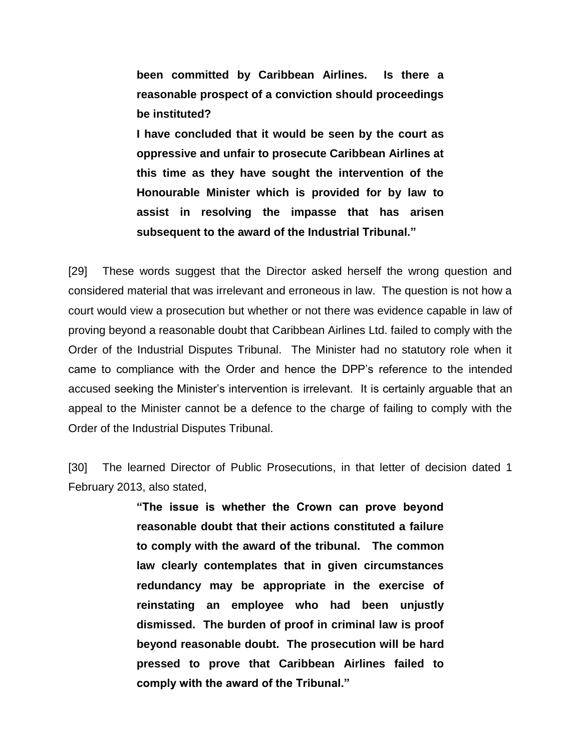> **been committed by Caribbean Airlines. Is there a reasonable prospect of a conviction should proceedings be instituted?**
>
> **I have concluded that it would be seen by the court as oppressive and unfair to prosecute Caribbean Airlines at this time as they have sought the intervention of the Honourable Minister which is provided for by law to assist in resolving the impasse that has arisen subsequent to the award of the Industrial Tribunal."**

[29] These words suggest that the Director asked herself the wrong question and considered material that was irrelevant and erroneous in law. The question is not how a court would view a prosecution but whether or not there was evidence capable in law of proving beyond a reasonable doubt that Caribbean Airlines Ltd. failed to comply with the Order of the Industrial Disputes Tribunal. The Minister had no statutory role when it came to compliance with the Order and hence the DPP's reference to the intended accused seeking the Minister's intervention is irrelevant. It is certainly arguable that an appeal to the Minister cannot be a defence to the charge of failing to comply with the Order of the Industrial Disputes Tribunal.

[30] The learned Director of Public Prosecutions, in that letter of decision dated 1 February 2013, also stated,

> **"The issue is whether the Crown can prove beyond reasonable doubt that their actions constituted a failure to comply with the award of the tribunal. The common law clearly contemplates that in given circumstances redundancy may be appropriate in the exercise of reinstating an employee who had been unjustly dismissed. The burden of proof in criminal law is proof beyond reasonable doubt. The prosecution will be hard pressed to prove that Caribbean Airlines failed to comply with the award of the Tribunal."**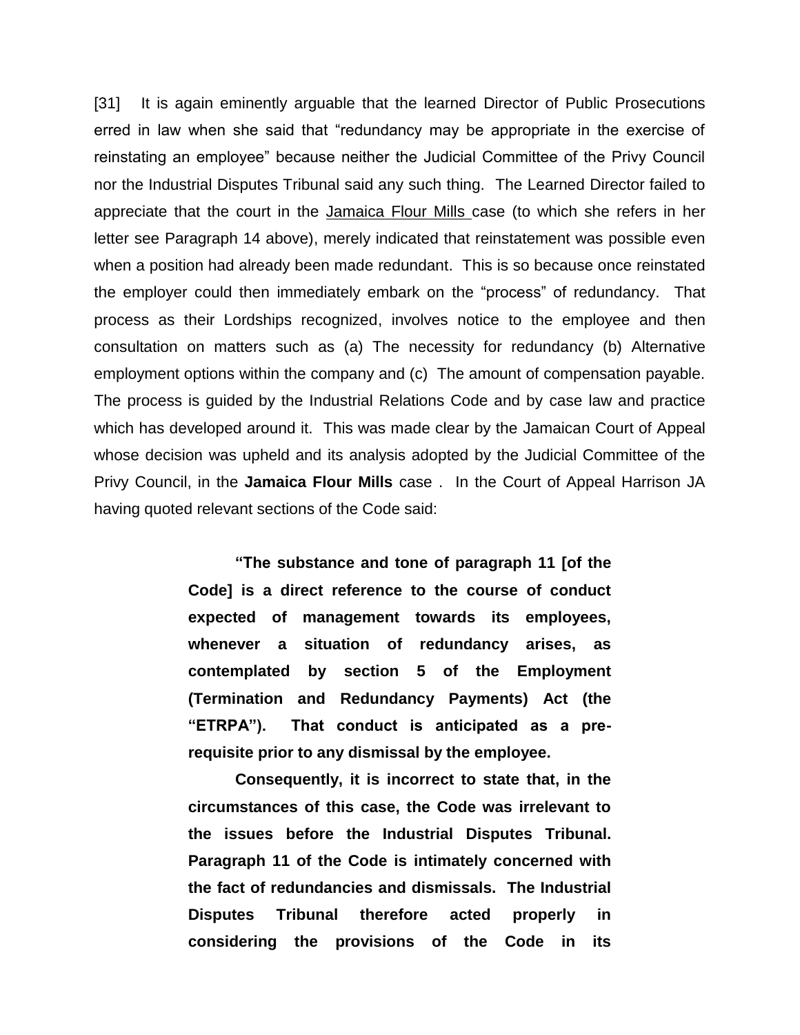[31] It is again eminently arguable that the learned Director of Public Prosecutions erred in law when she said that "redundancy may be appropriate in the exercise of reinstating an employee" because neither the Judicial Committee of the Privy Council nor the Industrial Disputes Tribunal said any such thing. The Learned Director failed to appreciate that the court in the Jamaica Flour Mills case (to which she refers in her letter see Paragraph 14 above), merely indicated that reinstatement was possible even when a position had already been made redundant. This is so because once reinstated the employer could then immediately embark on the "process" of redundancy. That process as their Lordships recognized, involves notice to the employee and then consultation on matters such as (a) The necessity for redundancy (b) Alternative employment options within the company and (c) The amount of compensation payable. The process is guided by the Industrial Relations Code and by case law and practice which has developed around it. This was made clear by the Jamaican Court of Appeal whose decision was upheld and its analysis adopted by the Judicial Committee of the Privy Council, in the **Jamaica Flour Mills** case . In the Court of Appeal Harrison JA having quoted relevant sections of the Code said:

> **"The substance and tone of paragraph 11 [of the Code] is a direct reference to the course of conduct expected of management towards its employees, whenever a situation of redundancy arises, as contemplated by section 5 of the Employment (Termination and Redundancy Payments) Act (the "ETRPA"). That conduct is anticipated as a pre-requisite prior to any dismissal by the employee.**
>
> **Consequently, it is incorrect to state that, in the circumstances of this case, the Code was irrelevant to the issues before the Industrial Disputes Tribunal. Paragraph 11 of the Code is intimately concerned with the fact of redundancies and dismissals. The Industrial Disputes Tribunal therefore acted properly in considering the provisions of the Code in its**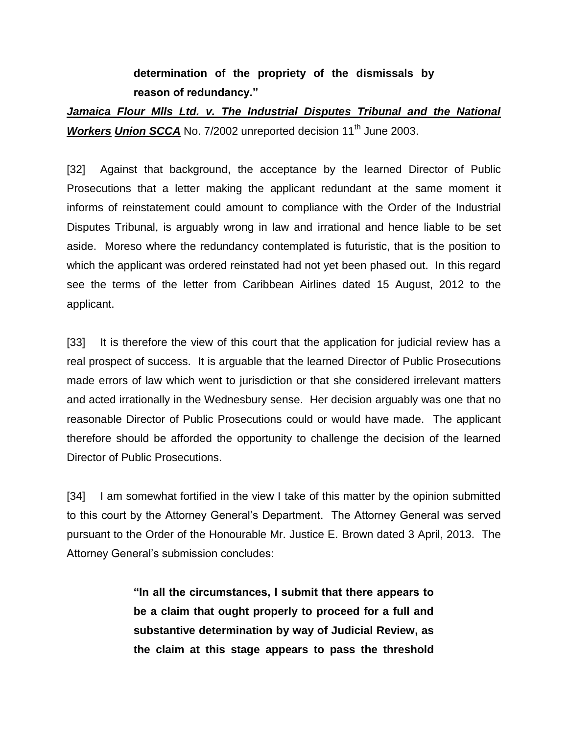> **determination of the propriety of the dismissals by reason of redundancy."**

***Jamaica Flour Mlls Ltd. v. The Industrial Disputes Tribunal and the National Workers Union SCCA*** No. 7/2002 unreported decision 11th June 2003.

[32] Against that background, the acceptance by the learned Director of Public Prosecutions that a letter making the applicant redundant at the same moment it informs of reinstatement could amount to compliance with the Order of the Industrial Disputes Tribunal, is arguably wrong in law and irrational and hence liable to be set aside. Moreso where the redundancy contemplated is futuristic, that is the position to which the applicant was ordered reinstated had not yet been phased out. In this regard see the terms of the letter from Caribbean Airlines dated 15 August, 2012 to the applicant.

[33] It is therefore the view of this court that the application for judicial review has a real prospect of success. It is arguable that the learned Director of Public Prosecutions made errors of law which went to jurisdiction or that she considered irrelevant matters and acted irrationally in the Wednesbury sense. Her decision arguably was one that no reasonable Director of Public Prosecutions could or would have made. The applicant therefore should be afforded the opportunity to challenge the decision of the learned Director of Public Prosecutions.

[34] I am somewhat fortified in the view I take of this matter by the opinion submitted to this court by the Attorney General's Department. The Attorney General was served pursuant to the Order of the Honourable Mr. Justice E. Brown dated 3 April, 2013. The Attorney General's submission concludes:

> **"In all the circumstances, I submit that there appears to be a claim that ought properly to proceed for a full and substantive determination by way of Judicial Review, as the claim at this stage appears to pass the threshold**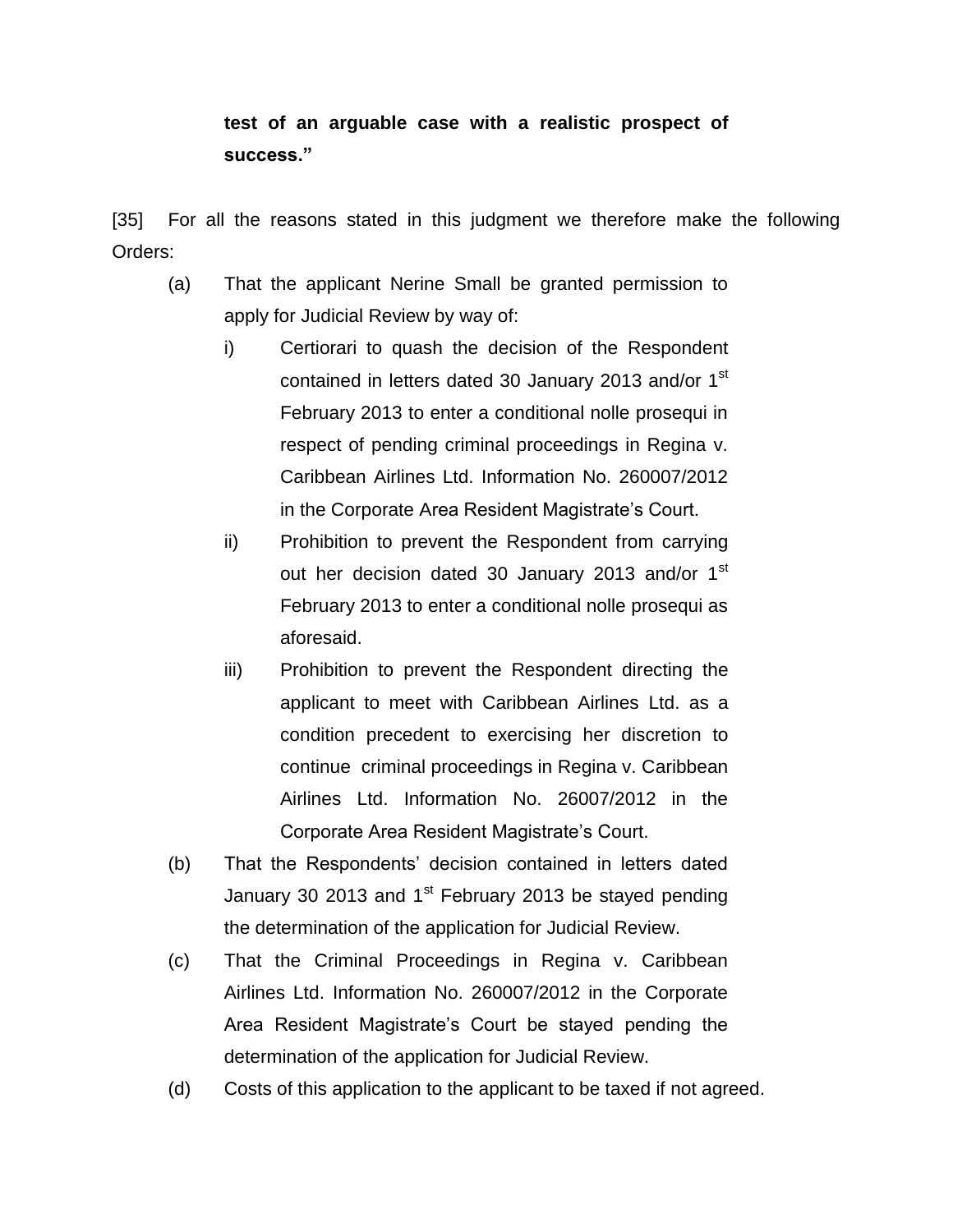**test of an arguable case with a realistic prospect of success."**

[35] For all the reasons stated in this judgment we therefore make the following Orders:

(a) That the applicant Nerine Small be granted permission to apply for Judicial Review by way of:

  i) Certiorari to quash the decision of the Respondent contained in letters dated 30 January 2013 and/or 1st February 2013 to enter a conditional nolle prosequi in respect of pending criminal proceedings in Regina v. Caribbean Airlines Ltd. Information No. 260007/2012 in the Corporate Area Resident Magistrate's Court.

  ii) Prohibition to prevent the Respondent from carrying out her decision dated 30 January 2013 and/or 1st February 2013 to enter a conditional nolle prosequi as aforesaid.

  iii) Prohibition to prevent the Respondent directing the applicant to meet with Caribbean Airlines Ltd. as a condition precedent to exercising her discretion to continue criminal proceedings in Regina v. Caribbean Airlines Ltd. Information No. 26007/2012 in the Corporate Area Resident Magistrate's Court.

(b) That the Respondents' decision contained in letters dated January 30 2013 and 1st February 2013 be stayed pending the determination of the application for Judicial Review.

(c) That the Criminal Proceedings in Regina v. Caribbean Airlines Ltd. Information No. 260007/2012 in the Corporate Area Resident Magistrate's Court be stayed pending the determination of the application for Judicial Review.

(d) Costs of this application to the applicant to be taxed if not agreed.